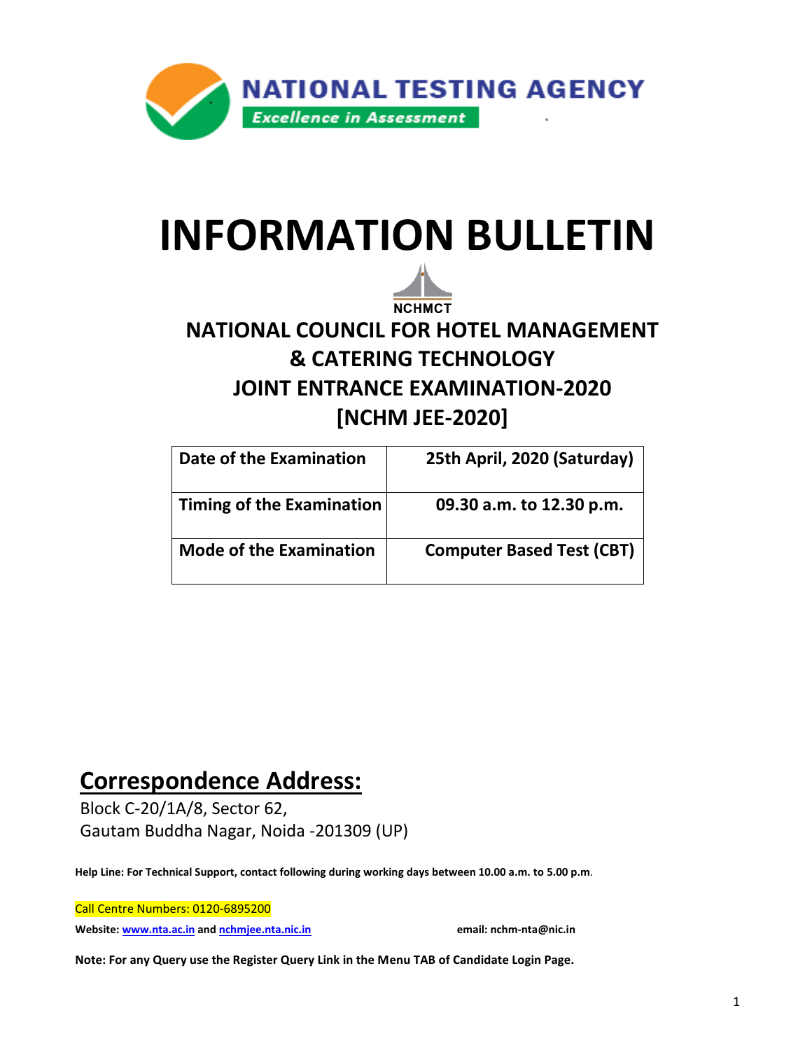NATIONAL TESTING AGENCY

*Excellence in Assessment*

# INFORMATION BULLETIN

NCHMCT

## NATIONAL COUNCIL FOR HOTEL MANAGEMENT & CATERING TECHNOLOGY JOINT ENTRANCE EXAMINATION-2020 [NCHM JEE-2020]

| Date of the Examination | 25th April, 2020 (Saturday) |
|---|---|
| Timing of the Examination | 09.30 a.m. to 12.30 p.m. |
| Mode of the Examination | Computer Based Test (CBT) |

## Correspondence Address:

Block C-20/1A/8, Sector 62,
Gautam Buddha Nagar, Noida -201309 (UP)

**Help Line: For Technical Support, contact following during working days between 10.00 a.m. to 5.00 p.m.**

Call Centre Numbers: 0120-6895200

**Website: www.nta.ac.in and nchmjee.nta.nic.in** **email: nchm-nta@nic.in**

**Note: For any Query use the Register Query Link in the Menu TAB of Candidate Login Page.**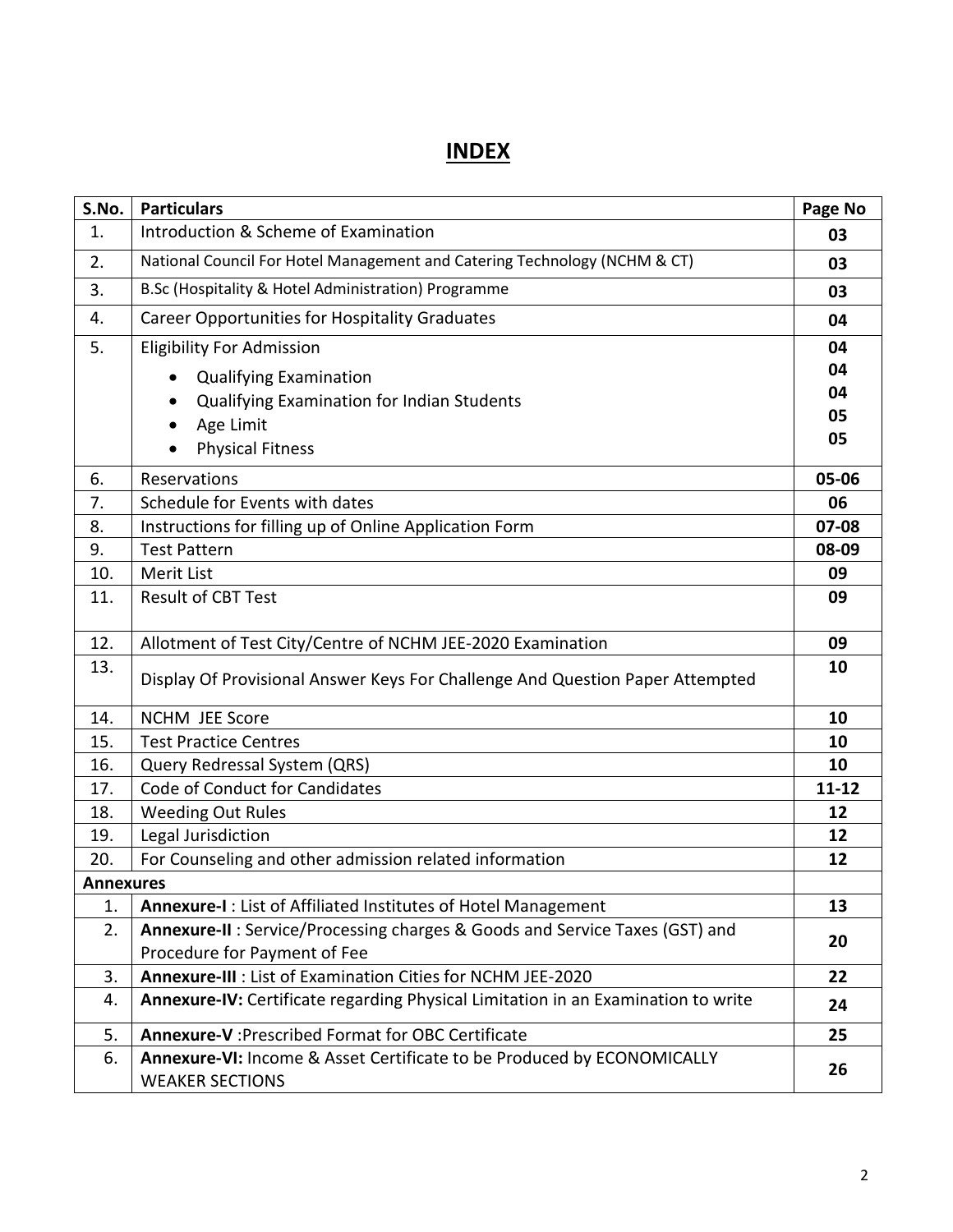# INDEX

| S.No. | Particulars | Page No |
|---|---|---|
| 1. | Introduction & Scheme of Examination | 03 |
| 2. | National Council For Hotel Management and Catering Technology (NCHM & CT) | 03 |
| 3. | B.Sc (Hospitality & Hotel Administration) Programme | 03 |
| 4. | Career Opportunities for Hospitality Graduates | 04 |
| 5. | Eligibility For Admission<br>• Qualifying Examination<br>• Qualifying Examination for Indian Students<br>• Age Limit<br>• Physical Fitness | 04<br>04<br>04<br>05<br>05 |
| 6. | Reservations | 05-06 |
| 7. | Schedule for Events with dates | 06 |
| 8. | Instructions for filling up of Online Application Form | 07-08 |
| 9. | Test Pattern | 08-09 |
| 10. | Merit List | 09 |
| 11. | Result of CBT Test | 09 |
| 12. | Allotment of Test City/Centre of NCHM JEE-2020 Examination | 09 |
| 13. | Display Of Provisional Answer Keys For Challenge And Question Paper Attempted | 10 |
| 14. | NCHM JEE Score | 10 |
| 15. | Test Practice Centres | 10 |
| 16. | Query Redressal System (QRS) | 10 |
| 17. | Code of Conduct for Candidates | 11-12 |
| 18. | Weeding Out Rules | 12 |
| 19. | Legal Jurisdiction | 12 |
| 20. | For Counseling and other admission related information | 12 |
| **Annexures** | | |
| 1. | **Annexure-I** : List of Affiliated Institutes of Hotel Management | 13 |
| 2. | **Annexure-II** : Service/Processing charges & Goods and Service Taxes (GST) and Procedure for Payment of Fee | 20 |
| 3. | **Annexure-III** : List of Examination Cities for NCHM JEE-2020 | 22 |
| 4. | **Annexure-IV:** Certificate regarding Physical Limitation in an Examination to write | 24 |
| 5. | **Annexure-V** :Prescribed Format for OBC Certificate | 25 |
| 6. | **Annexure-VI:** Income & Asset Certificate to be Produced by ECONOMICALLY WEAKER SECTIONS | 26 |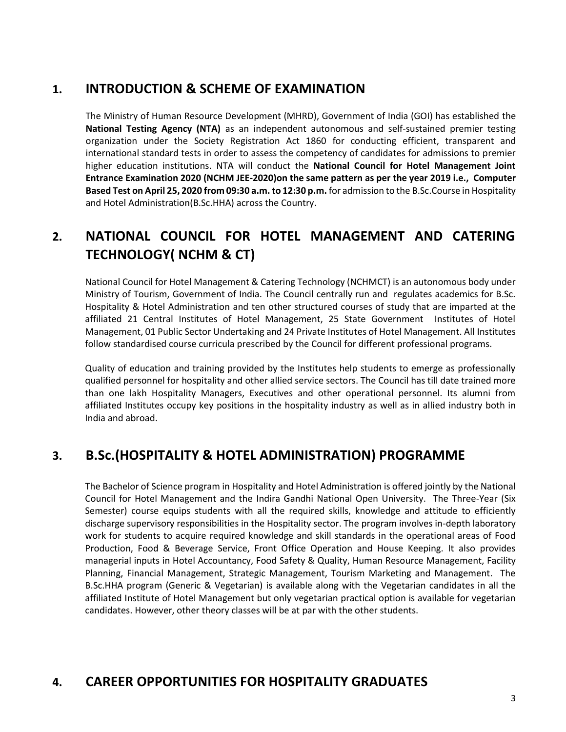## 1. INTRODUCTION & SCHEME OF EXAMINATION

The Ministry of Human Resource Development (MHRD), Government of India (GOI) has established the **National Testing Agency (NTA)** as an independent autonomous and self-sustained premier testing organization under the Society Registration Act 1860 for conducting efficient, transparent and international standard tests in order to assess the competency of candidates for admissions to premier higher education institutions. NTA will conduct the **National Council for Hotel Management Joint Entrance Examination 2020 (NCHM JEE-2020)on the same pattern as per the year 2019 i.e., Computer Based Test on April 25, 2020 from 09:30 a.m. to 12:30 p.m.** for admission to the B.Sc.Course in Hospitality and Hotel Administration(B.Sc.HHA) across the Country.

## 2. NATIONAL COUNCIL FOR HOTEL MANAGEMENT AND CATERING TECHNOLOGY( NCHM & CT)

National Council for Hotel Management & Catering Technology (NCHMCT) is an autonomous body under Ministry of Tourism, Government of India. The Council centrally run and regulates academics for B.Sc. Hospitality & Hotel Administration and ten other structured courses of study that are imparted at the affiliated 21 Central Institutes of Hotel Management, 25 State Government Institutes of Hotel Management, 01 Public Sector Undertaking and 24 Private Institutes of Hotel Management. All Institutes follow standardised course curricula prescribed by the Council for different professional programs.

Quality of education and training provided by the Institutes help students to emerge as professionally qualified personnel for hospitality and other allied service sectors. The Council has till date trained more than one lakh Hospitality Managers, Executives and other operational personnel. Its alumni from affiliated Institutes occupy key positions in the hospitality industry as well as in allied industry both in India and abroad.

## 3. B.Sc.(HOSPITALITY & HOTEL ADMINISTRATION) PROGRAMME

The Bachelor of Science program in Hospitality and Hotel Administration is offered jointly by the National Council for Hotel Management and the Indira Gandhi National Open University. The Three-Year (Six Semester) course equips students with all the required skills, knowledge and attitude to efficiently discharge supervisory responsibilities in the Hospitality sector. The program involves in-depth laboratory work for students to acquire required knowledge and skill standards in the operational areas of Food Production, Food & Beverage Service, Front Office Operation and House Keeping. It also provides managerial inputs in Hotel Accountancy, Food Safety & Quality, Human Resource Management, Facility Planning, Financial Management, Strategic Management, Tourism Marketing and Management. The B.Sc.HHA program (Generic & Vegetarian) is available along with the Vegetarian candidates in all the affiliated Institute of Hotel Management but only vegetarian practical option is available for vegetarian candidates. However, other theory classes will be at par with the other students.

## 4. CAREER OPPORTUNITIES FOR HOSPITALITY GRADUATES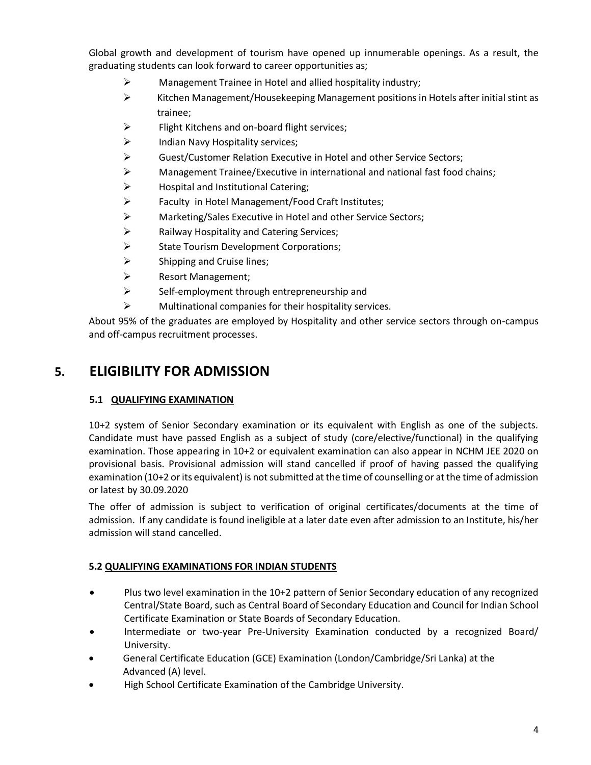Global growth and development of tourism have opened up innumerable openings. As a result, the graduating students can look forward to career opportunities as;

- Management Trainee in Hotel and allied hospitality industry;
- Kitchen Management/Housekeeping Management positions in Hotels after initial stint as trainee;
- Flight Kitchens and on-board flight services;
- Indian Navy Hospitality services;
- Guest/Customer Relation Executive in Hotel and other Service Sectors;
- Management Trainee/Executive in international and national fast food chains;
- Hospital and Institutional Catering;
- Faculty in Hotel Management/Food Craft Institutes;
- Marketing/Sales Executive in Hotel and other Service Sectors;
- Railway Hospitality and Catering Services;
- State Tourism Development Corporations;
- Shipping and Cruise lines;
- Resort Management;
- Self-employment through entrepreneurship and
- Multinational companies for their hospitality services.

About 95% of the graduates are employed by Hospitality and other service sectors through on-campus and off-campus recruitment processes.

## 5. ELIGIBILITY FOR ADMISSION

### 5.1 QUALIFYING EXAMINATION

10+2 system of Senior Secondary examination or its equivalent with English as one of the subjects. Candidate must have passed English as a subject of study (core/elective/functional) in the qualifying examination. Those appearing in 10+2 or equivalent examination can also appear in NCHM JEE 2020 on provisional basis. Provisional admission will stand cancelled if proof of having passed the qualifying examination (10+2 or its equivalent) is not submitted at the time of counselling or at the time of admission or latest by 30.09.2020

The offer of admission is subject to verification of original certificates/documents at the time of admission. If any candidate is found ineligible at a later date even after admission to an Institute, his/her admission will stand cancelled.

### 5.2 QUALIFYING EXAMINATIONS FOR INDIAN STUDENTS

- Plus two level examination in the 10+2 pattern of Senior Secondary education of any recognized Central/State Board, such as Central Board of Secondary Education and Council for Indian School Certificate Examination or State Boards of Secondary Education.
- Intermediate or two-year Pre-University Examination conducted by a recognized Board/ University.
- General Certificate Education (GCE) Examination (London/Cambridge/Sri Lanka) at the Advanced (A) level.
- High School Certificate Examination of the Cambridge University.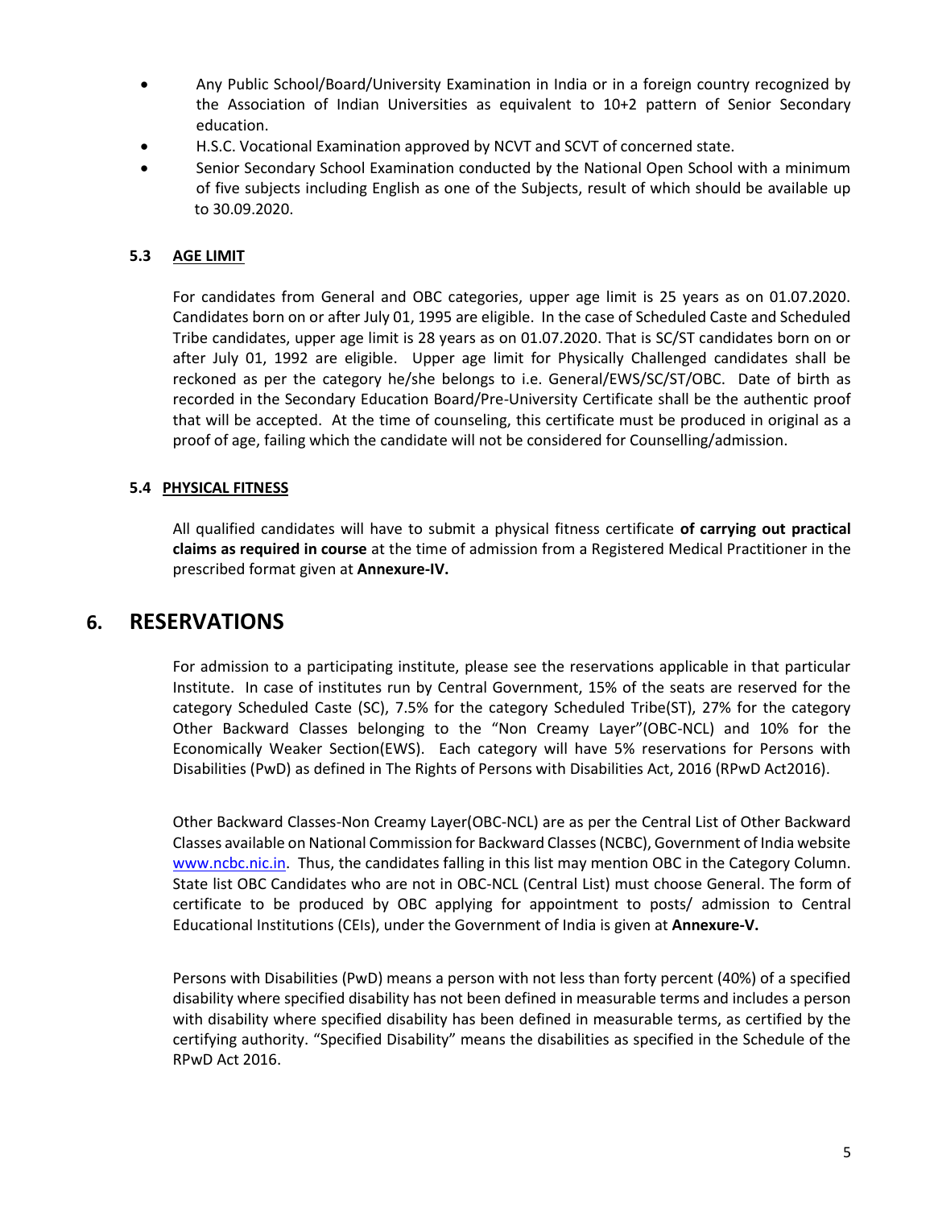- Any Public School/Board/University Examination in India or in a foreign country recognized by the Association of Indian Universities as equivalent to 10+2 pattern of Senior Secondary education.
- H.S.C. Vocational Examination approved by NCVT and SCVT of concerned state.
- Senior Secondary School Examination conducted by the National Open School with a minimum of five subjects including English as one of the Subjects, result of which should be available up to 30.09.2020.

### 5.3 AGE LIMIT

For candidates from General and OBC categories, upper age limit is 25 years as on 01.07.2020. Candidates born on or after July 01, 1995 are eligible. In the case of Scheduled Caste and Scheduled Tribe candidates, upper age limit is 28 years as on 01.07.2020. That is SC/ST candidates born on or after July 01, 1992 are eligible. Upper age limit for Physically Challenged candidates shall be reckoned as per the category he/she belongs to i.e. General/EWS/SC/ST/OBC. Date of birth as recorded in the Secondary Education Board/Pre-University Certificate shall be the authentic proof that will be accepted. At the time of counseling, this certificate must be produced in original as a proof of age, failing which the candidate will not be considered for Counselling/admission.

### 5.4 PHYSICAL FITNESS

All qualified candidates will have to submit a physical fitness certificate **of carrying out practical claims as required in course** at the time of admission from a Registered Medical Practitioner in the prescribed format given at **Annexure-IV.**

## 6. RESERVATIONS

For admission to a participating institute, please see the reservations applicable in that particular Institute. In case of institutes run by Central Government, 15% of the seats are reserved for the category Scheduled Caste (SC), 7.5% for the category Scheduled Tribe(ST), 27% for the category Other Backward Classes belonging to the "Non Creamy Layer"(OBC-NCL) and 10% for Economically Weaker Section(EWS). Each category will have 5% reservations for Persons with Disabilities (PwD) as defined in The Rights of Persons with Disabilities Act, 2016 (RPwD Act2016).

Other Backward Classes-Non Creamy Layer(OBC-NCL) are as per the Central List of Other Backward Classes available on National Commission for Backward Classes (NCBC), Government of India website www.ncbc.nic.in. Thus, the candidates falling in this list may mention OBC in the Category Column. State list OBC Candidates who are not in OBC-NCL (Central List) must choose General. The form of certificate to be produced by OBC applying for appointment to posts/ admission to Central Educational Institutions (CEIs), under the Government of India is given at **Annexure-V.**

Persons with Disabilities (PwD) means a person with not less than forty percent (40%) of a specified disability where specified disability has not been defined in measurable terms and includes a person with disability where specified disability has been defined in measurable terms, as certified by the certifying authority. "Specified Disability" means the disabilities as specified in the Schedule of the RPwD Act 2016.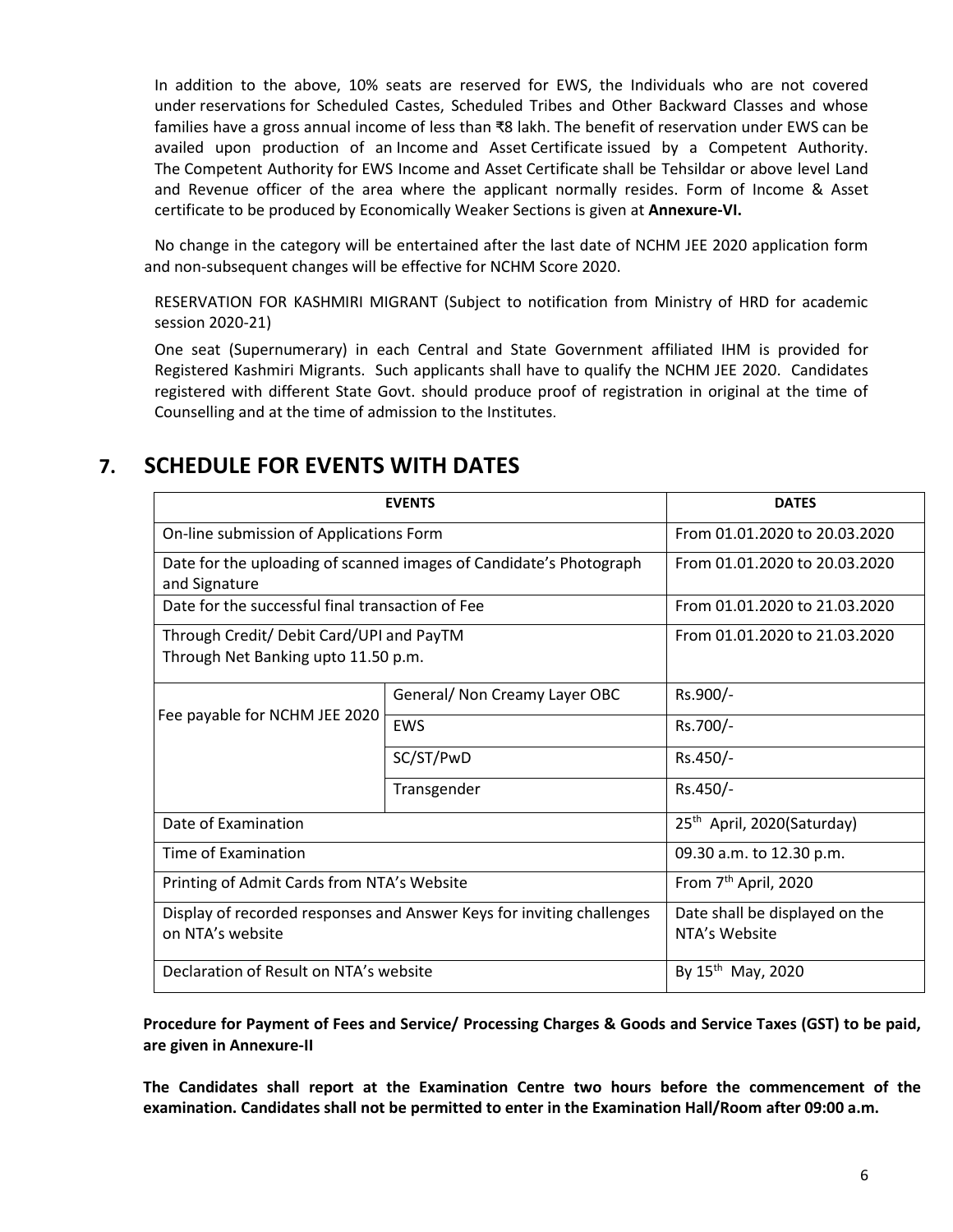In addition to the above, 10% seats are reserved for EWS, the Individuals who are not covered under reservations for Scheduled Castes, Scheduled Tribes and Other Backward Classes and whose families have a gross annual income of less than ₹8 lakh. The benefit of reservation under EWS can be availed upon production of an Income and Asset Certificate issued by a Competent Authority. The Competent Authority for EWS Income and Asset Certificate shall be Tehsildar or above level Land and Revenue officer of the area where the applicant normally resides. Form of Income & Asset certificate to be produced by Economically Weaker Sections is given at **Annexure-VI.**

No change in the category will be entertained after the last date of NCHM JEE 2020 application form and non-subsequent changes will be effective for NCHM Score 2020.

RESERVATION FOR KASHMIRI MIGRANT (Subject to notification from Ministry of HRD for academic session 2020-21)

One seat (Supernumerary) in each Central and State Government affiliated IHM is provided for Registered Kashmiri Migrants. Such applicants shall have to qualify the NCHM JEE 2020. Candidates registered with different State Govt. should produce proof of registration in original at the time of Counselling and at the time of admission to the Institutes.

## 7. SCHEDULE FOR EVENTS WITH DATES

| EVENTS | | DATES |
|---|---|---|
| On-line submission of Applications Form | | From 01.01.2020 to 20.03.2020 |
| Date for the uploading of scanned images of Candidate's Photograph and Signature | | From 01.01.2020 to 20.03.2020 |
| Date for the successful final transaction of Fee | | From 01.01.2020 to 21.03.2020 |
| Through Credit/ Debit Card/UPI and PayTM<br>Through Net Banking upto 11.50 p.m. | | From 01.01.2020 to 21.03.2020 |
| Fee payable for NCHM JEE 2020 | General/ Non Creamy Layer OBC | Rs.900/- |
| | EWS | Rs.700/- |
| | SC/ST/PwD | Rs.450/- |
| | Transgender | Rs.450/- |
| Date of Examination | | 25th April, 2020(Saturday) |
| Time of Examination | | 09.30 a.m. to 12.30 p.m. |
| Printing of Admit Cards from NTA's Website | | From 7th April, 2020 |
| Display of recorded responses and Answer Keys for inviting challenges on NTA's website | | Date shall be displayed on the NTA's Website |
| Declaration of Result on NTA's website | | By 15th May, 2020 |

**Procedure for Payment of Fees and Service/ Processing Charges & Goods and Service Taxes (GST) to be paid, are given in Annexure-II**

**The Candidates shall report at the Examination Centre two hours before the commencement of the examination. Candidates shall not be permitted to enter in the Examination Hall/Room after 09:00 a.m.**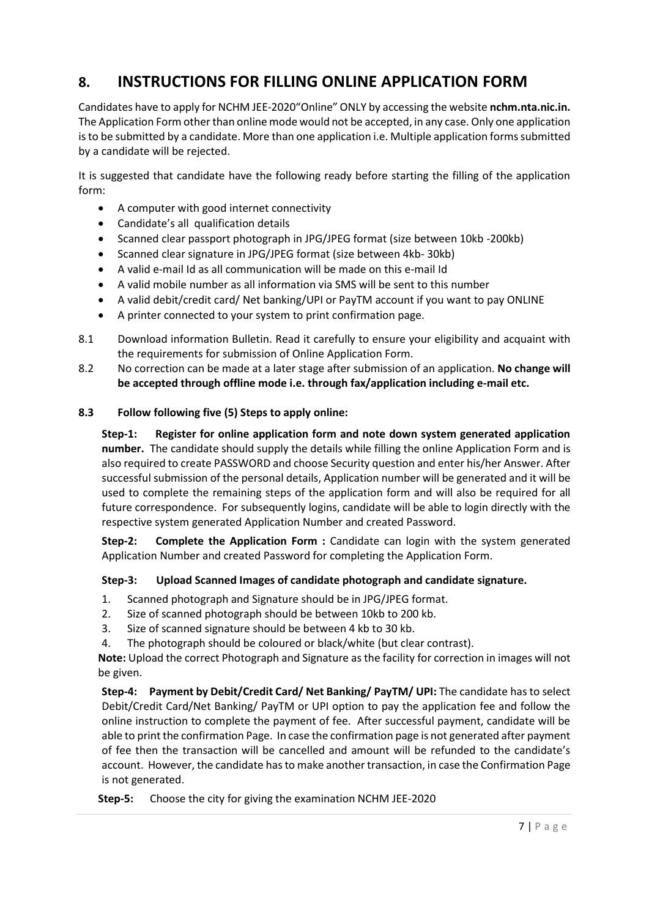## 8. INSTRUCTIONS FOR FILLING ONLINE APPLICATION FORM

Candidates have to apply for NCHM JEE-2020"Online" ONLY by accessing the website **nchm.nta.nic.in.** The Application Form other than online mode would not be accepted, in any case. Only one application is to be submitted by a candidate. More than one application i.e. Multiple application forms submitted by a candidate will be rejected.

It is suggested that candidate have the following ready before starting the filling of the application form:

- A computer with good internet connectivity
- Candidate's all qualification details
- Scanned clear passport photograph in JPG/JPEG format (size between 10kb -200kb)
- Scanned clear signature in JPG/JPEG format (size between 4kb- 30kb)
- A valid e-mail Id as all communication will be made on this e-mail Id
- A valid mobile number as all information via SMS will be sent to this number
- A valid debit/credit card/ Net banking/UPI or PayTM account if you want to pay ONLINE
- A printer connected to your system to print confirmation page.

8.1 Download information Bulletin. Read it carefully to ensure your eligibility and acquaint with the requirements for submission of Online Application Form.

8.2 No correction can be made at a later stage after submission of an application. **No change will be accepted through offline mode i.e. through fax/application including e-mail etc.**

**8.3 Follow following five (5) Steps to apply online:**

**Step-1: Register for online application form and note down system generated application number.** The candidate should supply the details while filling the online Application Form and is also required to create PASSWORD and choose Security question and enter his/her Answer. After successful submission of the personal details, Application number will be generated and it will be used to complete the remaining steps of the application form and will also be required for all future correspondence. For subsequently logins, candidate will be able to login directly with the respective system generated Application Number and created Password.

**Step-2: Complete the Application Form :** Candidate can login with the system generated Application Number and created Password for completing the Application Form.

**Step-3: Upload Scanned Images of candidate photograph and candidate signature.**

1. Scanned photograph and Signature should be in JPG/JPEG format.
2. Size of scanned photograph should be between 10kb to 200 kb.
3. Size of scanned signature should be between 4 kb to 30 kb.
4. The photograph should be coloured or black/white (but clear contrast).

**Note:** Upload the correct Photograph and Signature as the facility for correction in images will not be given.

**Step-4: Payment by Debit/Credit Card/ Net Banking/ PayTM/ UPI:** The candidate has to select Debit/Credit Card/Net Banking/ PayTM or UPI option to pay the application fee and follow the online instruction to complete the payment of fee. After successful payment, candidate will be able to print the confirmation Page. In case the confirmation page is not generated after payment of fee then the transaction will be cancelled and amount will be refunded to the candidate's account. However, the candidate has to make another transaction, in case the Confirmation Page is not generated.

**Step-5:** Choose the city for giving the examination NCHM JEE-2020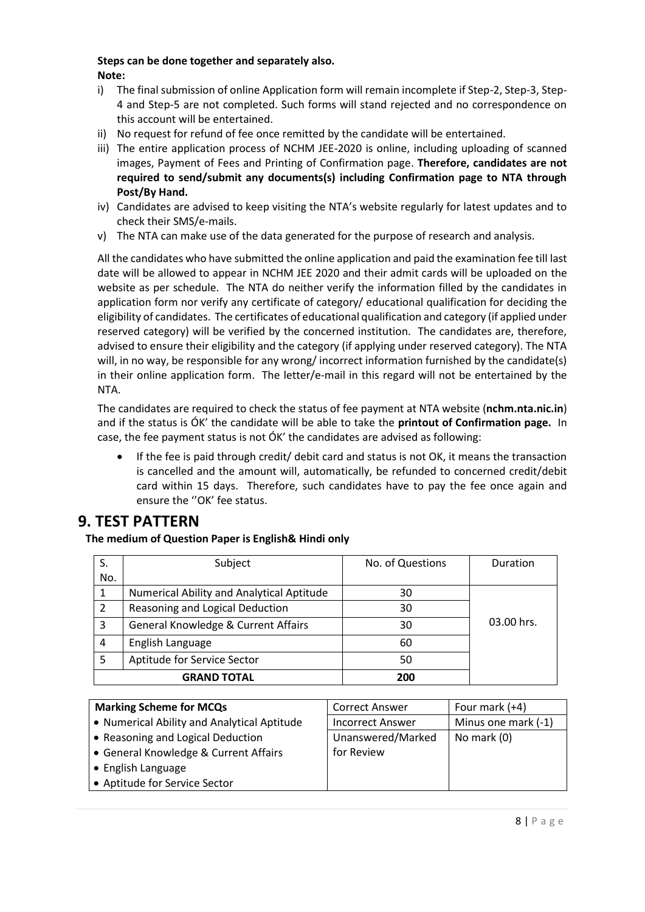**Steps can be done together and separately also.**

**Note:**

i) The final submission of online Application form will remain incomplete if Step-2, Step-3, Step-4 and Step-5 are not completed. Such forms will stand rejected and no correspondence on this account will be entertained.
ii) No request for refund of fee once remitted by the candidate will be entertained.
iii) The entire application process of NCHM JEE-2020 is online, including uploading of scanned images, Payment of Fees and Printing of Confirmation page. **Therefore, candidates are not required to send/submit any documents(s) including Confirmation page to NTA through Post/By Hand.**
iv) Candidates are advised to keep visiting the NTA's website regularly for latest updates and to check their SMS/e-mails.
v) The NTA can make use of the data generated for the purpose of research and analysis.

All the candidates who have submitted the online application and paid the examination fee till last date will be allowed to appear in NCHM JEE 2020 and their admit cards will be uploaded on the website as per schedule. The NTA do neither verify the information filled by the candidates in application form nor verify any certificate of category/ educational qualification for deciding the eligibility of candidates. The certificates of educational qualification and category (if applied under reserved category) will be verified by the concerned institution. The candidates are, therefore, advised to ensure their eligibility and the category (if applying under reserved category). The NTA will, in no way, be responsible for any wrong/ incorrect information furnished by the candidate(s) in their online application form. The letter/e-mail in this regard will not be entertained by the NTA.

The candidates are required to check the status of fee payment at NTA website (**nchm.nta.nic.in**) and if the status is ÓK' the candidate will be able to take the **printout of Confirmation page.** In case, the fee payment status is not ÓK' the candidates are advised as following:

- If the fee is paid through credit/ debit card and status is not OK, it means the transaction is cancelled and the amount will, automatically, be refunded to concerned credit/debit card within 15 days. Therefore, such candidates have to pay the fee once again and ensure the ''OK' fee status.

# 9. TEST PATTERN

**The medium of Question Paper is English& Hindi only**

| S. No. | Subject | No. of Questions | Duration |
|---|---|---|---|
| 1 | Numerical Ability and Analytical Aptitude | 30 | 03.00 hrs. |
| 2 | Reasoning and Logical Deduction | 30 | |
| 3 | General Knowledge & Current Affairs | 30 | |
| 4 | English Language | 60 | |
| 5 | Aptitude for Service Sector | 50 | |
| | **GRAND TOTAL** | **200** | |

| Marking Scheme for MCQs | | |
|---|---|---|
| • Numerical Ability and Analytical Aptitude<br>• Reasoning and Logical Deduction<br>• General Knowledge & Current Affairs<br>• English Language<br>• Aptitude for Service Sector | Correct Answer | Four mark (+4) |
| | Incorrect Answer | Minus one mark (-1) |
| | Unanswered/Marked for Review | No mark (0) |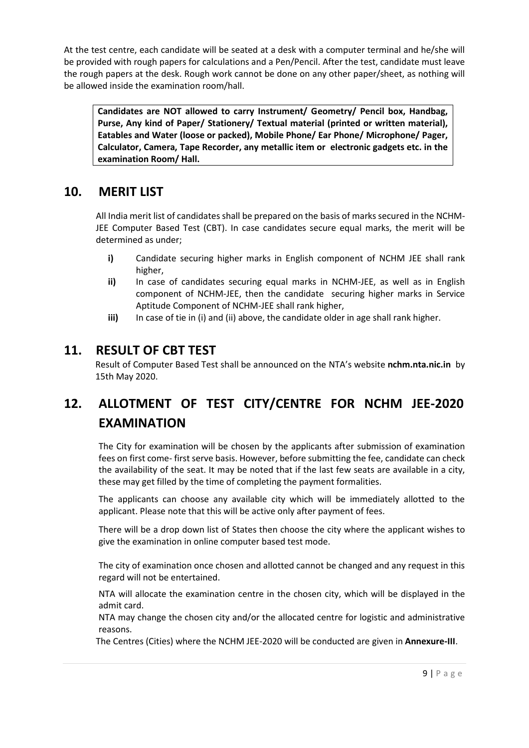At the test centre, each candidate will be seated at a desk with a computer terminal and he/she will be provided with rough papers for calculations and a Pen/Pencil. After the test, candidate must leave the rough papers at the desk. Rough work cannot be done on any other paper/sheet, as nothing will be allowed inside the examination room/hall.

**Candidates are NOT allowed to carry Instrument/ Geometry/ Pencil box, Handbag, Purse, Any kind of Paper/ Stationery/ Textual material (printed or written material), Eatables and Water (loose or packed), Mobile Phone/ Ear Phone/ Microphone/ Pager, Calculator, Camera, Tape Recorder, any metallic item or electronic gadgets etc. in the examination Room/ Hall.**

## 10. MERIT LIST

All India merit list of candidates shall be prepared on the basis of marks secured in the NCHM-JEE Computer Based Test (CBT). In case candidates secure equal marks, the merit will be determined as under;

- **i)** Candidate securing higher marks in English component of NCHM JEE shall rank higher,
- **ii)** In case of candidates securing equal marks in NCHM-JEE, as well as in English component of NCHM-JEE, then the candidate securing higher marks in Service Aptitude Component of NCHM-JEE shall rank higher,
- **iii)** In case of tie in (i) and (ii) above, the candidate older in age shall rank higher.

## 11. RESULT OF CBT TEST

Result of Computer Based Test shall be announced on the NTA's website **nchm.nta.nic.in** by 15th May 2020.

## 12. ALLOTMENT OF TEST CITY/CENTRE FOR NCHM JEE-2020 EXAMINATION

The City for examination will be chosen by the applicants after submission of examination fees on first come- first serve basis. However, before submitting the fee, candidate can check the availability of the seat. It may be noted that if the last few seats are available in a city, these may get filled by the time of completing the payment formalities.

The applicants can choose any available city which will be immediately allotted to the applicant. Please note that this will be active only after payment of fees.

There will be a drop down list of States then choose the city where the applicant wishes to give the examination in online computer based test mode.

The city of examination once chosen and allotted cannot be changed and any request in this regard will not be entertained.

NTA will allocate the examination centre in the chosen city, which will be displayed in the admit card.

NTA may change the chosen city and/or the allocated centre for logistic and administrative reasons.

The Centres (Cities) where the NCHM JEE-2020 will be conducted are given in **Annexure-III**.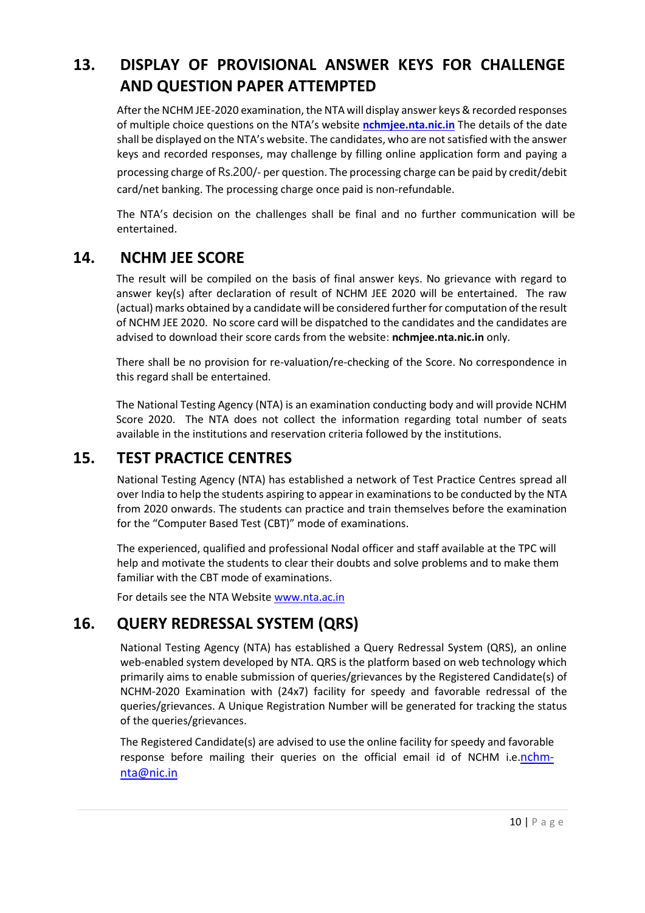## 13. DISPLAY OF PROVISIONAL ANSWER KEYS FOR CHALLENGE AND QUESTION PAPER ATTEMPTED

After the NCHM JEE-2020 examination, the NTA will display answer keys & recorded responses of multiple choice questions on the NTA's website **nchmjee.nta.nic.in** The details of the date shall be displayed on the NTA's website. The candidates, who are not satisfied with the answer keys and recorded responses, may challenge by filling online application form and paying a processing charge of Rs.200/- per question. The processing charge can be paid by credit/debit card/net banking. The processing charge once paid is non-refundable.

The NTA's decision on the challenges shall be final and no further communication will be entertained.

## 14. NCHM JEE SCORE

The result will be compiled on the basis of final answer keys. No grievance with regard to answer key(s) after declaration of result of NCHM JEE 2020 will be entertained. The raw (actual) marks obtained by a candidate will be considered further for computation of the result of NCHM JEE 2020. No score card will be dispatched to the candidates and the candidates are advised to download their score cards from the website: **nchmjee.nta.nic.in** only.

There shall be no provision for re-valuation/re-checking of the Score. No correspondence in this regard shall be entertained.

The National Testing Agency (NTA) is an examination conducting body and will provide NCHM Score 2020. The NTA does not collect the information regarding total number of seats available in the institutions and reservation criteria followed by the institutions.

## 15. TEST PRACTICE CENTRES

National Testing Agency (NTA) has established a network of Test Practice Centres spread all over India to help the students aspiring to appear in examinations to be conducted by the NTA from 2020 onwards. The students can practice and train themselves before the examination for the "Computer Based Test (CBT)" mode of examinations.

The experienced, qualified and professional Nodal officer and staff available at the TPC will help and motivate the students to clear their doubts and solve problems and to make them familiar with the CBT mode of examinations.

For details see the NTA Website www.nta.ac.in

## 16. QUERY REDRESSAL SYSTEM (QRS)

National Testing Agency (NTA) has established a Query Redressal System (QRS), an online web-enabled system developed by NTA. QRS is the platform based on web technology which primarily aims to enable submission of queries/grievances by the Registered Candidate(s) of NCHM-2020 Examination with (24x7) facility for speedy and favorable redressal of the queries/grievances. A Unique Registration Number will be generated for tracking the status of the queries/grievances.

The Registered Candidate(s) are advised to use the online facility for speedy and favorable response before mailing their queries on the official email id of NCHM i.e.nchm-nta@nic.in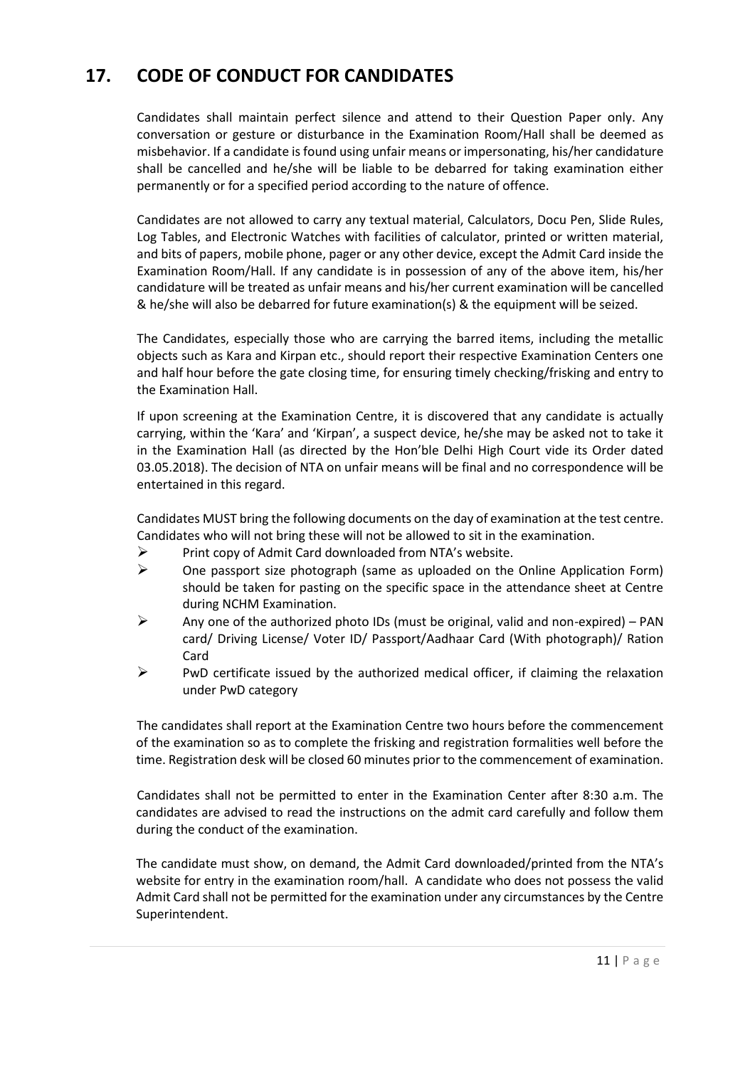## 17. CODE OF CONDUCT FOR CANDIDATES

Candidates shall maintain perfect silence and attend to their Question Paper only. Any conversation or gesture or disturbance in the Examination Room/Hall shall be deemed as misbehavior. If a candidate is found using unfair means or impersonating, his/her candidature shall be cancelled and he/she will be liable to be debarred for taking examination either permanently or for a specified period according to the nature of offence.

Candidates are not allowed to carry any textual material, Calculators, Docu Pen, Slide Rules, Log Tables, and Electronic Watches with facilities of calculator, printed or written material, and bits of papers, mobile phone, pager or any other device, except the Admit Card inside the Examination Room/Hall. If any candidate is in possession of any of the above item, his/her candidature will be treated as unfair means and his/her current examination will be cancelled & he/she will also be debarred for future examination(s) & the equipment will be seized.

The Candidates, especially those who are carrying the barred items, including the metallic objects such as Kara and Kirpan etc., should report their respective Examination Centers one and half hour before the gate closing time, for ensuring timely checking/frisking and entry to the Examination Hall.

If upon screening at the Examination Centre, it is discovered that any candidate is actually carrying, within the 'Kara' and 'Kirpan', a suspect device, he/she may be asked not to take it in the Examination Hall (as directed by the Hon'ble Delhi High Court vide its Order dated 03.05.2018). The decision of NTA on unfair means will be final and no correspondence will be entertained in this regard.

Candidates MUST bring the following documents on the day of examination at the test centre. Candidates who will not bring these will not be allowed to sit in the examination.

- Print copy of Admit Card downloaded from NTA's website.
- One passport size photograph (same as uploaded on the Online Application Form) should be taken for pasting on the specific space in the attendance sheet at Centre during NCHM Examination.
- Any one of the authorized photo IDs (must be original, valid and non-expired) – PAN card/ Driving License/ Voter ID/ Passport/Aadhaar Card (With photograph)/ Ration Card
- PwD certificate issued by the authorized medical officer, if claiming the relaxation under PwD category

The candidates shall report at the Examination Centre two hours before the commencement of the examination so as to complete the frisking and registration formalities well before the time. Registration desk will be closed 60 minutes prior to the commencement of examination.

Candidates shall not be permitted to enter in the Examination Center after 8:30 a.m. The candidates are advised to read the instructions on the admit card carefully and follow them during the conduct of the examination.

The candidate must show, on demand, the Admit Card downloaded/printed from the NTA's website for entry in the examination room/hall. A candidate who does not possess the valid Admit Card shall not be permitted for the examination under any circumstances by the Centre Superintendent.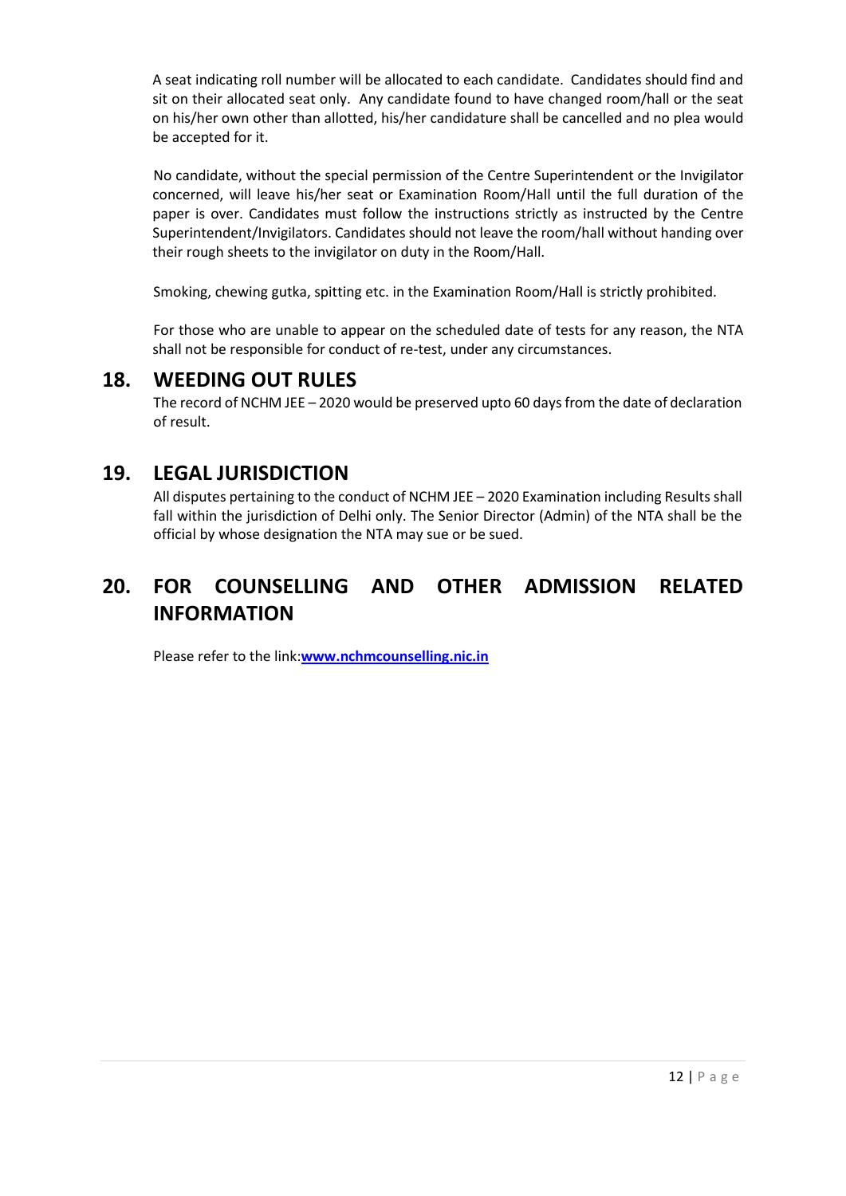A seat indicating roll number will be allocated to each candidate. Candidates should find and sit on their allocated seat only. Any candidate found to have changed room/hall or the seat on his/her own other than allotted, his/her candidature shall be cancelled and no plea would be accepted for it.

No candidate, without the special permission of the Centre Superintendent or the Invigilator concerned, will leave his/her seat or Examination Room/Hall until the full duration of the paper is over. Candidates must follow the instructions strictly as instructed by the Centre Superintendent/Invigilators. Candidates should not leave the room/hall without handing over their rough sheets to the invigilator on duty in the Room/Hall.

Smoking, chewing gutka, spitting etc. in the Examination Room/Hall is strictly prohibited.

For those who are unable to appear on the scheduled date of tests for any reason, the NTA shall not be responsible for conduct of re-test, under any circumstances.

## 18. WEEDING OUT RULES

The record of NCHM JEE – 2020 would be preserved upto 60 days from the date of declaration of result.

## 19. LEGAL JURISDICTION

All disputes pertaining to the conduct of NCHM JEE – 2020 Examination including Results shall fall within the jurisdiction of Delhi only. The Senior Director (Admin) of the NTA shall be the official by whose designation the NTA may sue or be sued.

## 20. FOR COUNSELLING AND OTHER ADMISSION RELATED INFORMATION

Please refer to the link:**www.nchmcounselling.nic.in**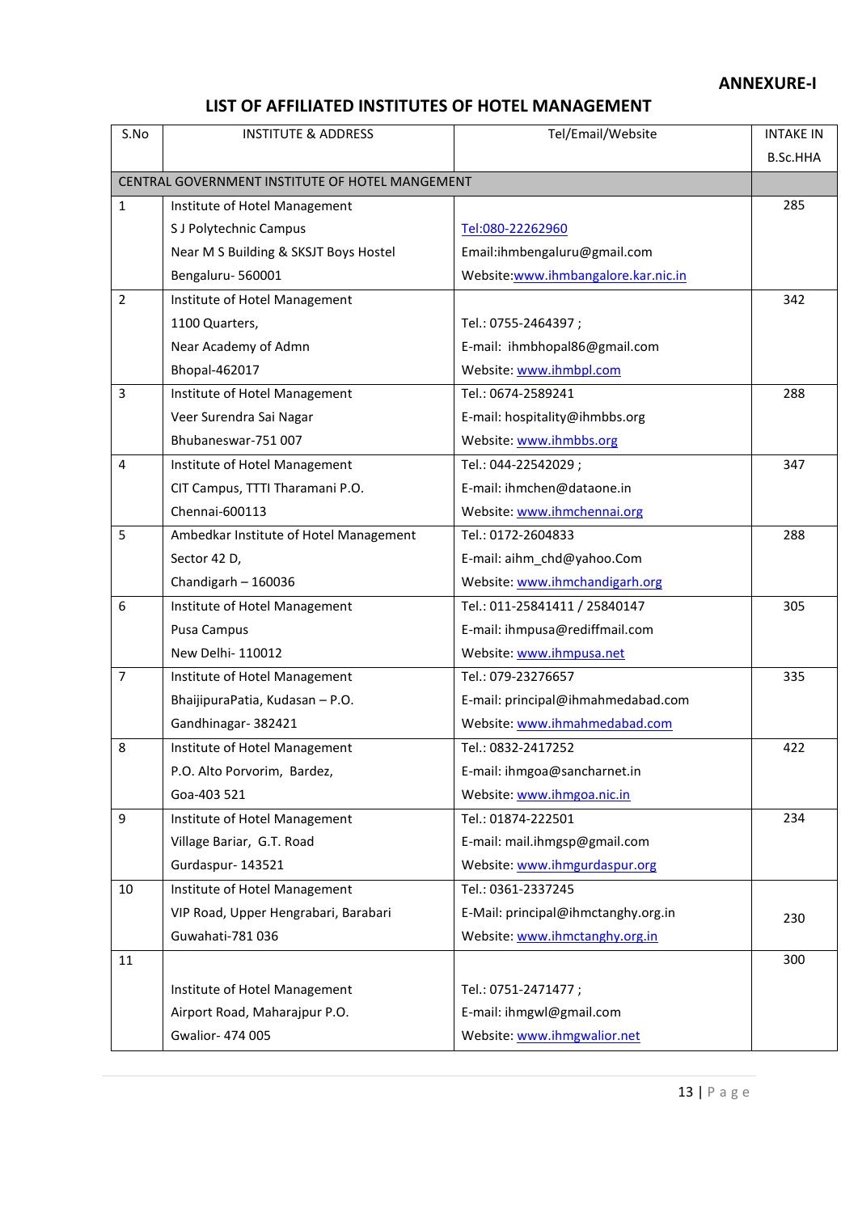**ANNEXURE-I**

## LIST OF AFFILIATED INSTITUTES OF HOTEL MANAGEMENT

| S.No | INSTITUTE & ADDRESS | Tel/Email/Website | INTAKE IN B.Sc.HHA |
|---|---|---|---|
| CENTRAL GOVERNMENT INSTITUTE OF HOTEL MANGEMENT | | | |
| 1 | Institute of Hotel Management<br>S J Polytechnic Campus<br>Near M S Building & SKSJT Boys Hostel<br>Bengaluru- 560001 | Tel:080-22262960<br>Email:ihmbengaluru@gmail.com<br>Website:www.ihmbangalore.kar.nic.in | 285 |
| 2 | Institute of Hotel Management<br>1100 Quarters,<br>Near Academy of Admn<br>Bhopal-462017 | Tel.: 0755-2464397 ;<br>E-mail: ihmbhopal86@gmail.com<br>Website: www.ihmbpl.com | 342 |
| 3 | Institute of Hotel Management<br>Veer Surendra Sai Nagar<br>Bhubaneswar-751 007 | Tel.: 0674-2589241<br>E-mail: hospitality@ihmbbs.org<br>Website: www.ihmbbs.org | 288 |
| 4 | Institute of Hotel Management<br>CIT Campus, TTTI Tharamani P.O.<br>Chennai-600113 | Tel.: 044-22542029 ;<br>E-mail: ihmchen@dataone.in<br>Website: www.ihmchennai.org | 347 |
| 5 | Ambedkar Institute of Hotel Management<br>Sector 42 D,<br>Chandigarh – 160036 | Tel.: 0172-2604833<br>E-mail: aihm_chd@yahoo.Com<br>Website: www.ihmchandigarh.org | 288 |
| 6 | Institute of Hotel Management<br>Pusa Campus<br>New Delhi- 110012 | Tel.: 011-25841411 / 25840147<br>E-mail: ihmpusa@rediffmail.com<br>Website: www.ihmpusa.net | 305 |
| 7 | Institute of Hotel Management<br>BhaijipuraPatia, Kudasan – P.O.<br>Gandhinagar- 382421 | Tel.: 079-23276657<br>E-mail: principal@ihmahmedabad.com<br>Website: www.ihmahmedabad.com | 335 |
| 8 | Institute of Hotel Management<br>P.O. Alto Porvorim, Bardez,<br>Goa-403 521 | Tel.: 0832-2417252<br>E-mail: ihmgoa@sancharnet.in<br>Website: www.ihmgoa.nic.in | 422 |
| 9 | Institute of Hotel Management<br>Village Bariar, G.T. Road<br>Gurdaspur- 143521 | Tel.: 01874-222501<br>E-mail: mail.ihmgsp@gmail.com<br>Website: www.ihmgurdaspur.org | 234 |
| 10 | Institute of Hotel Management<br>VIP Road, Upper Hengrabari, Barabari<br>Guwahati-781 036 | Tel.: 0361-2337245<br>E-Mail: principal@ihmctanghy.org.in<br>Website: www.ihmctanghy.org.in | 230 |
| 11 | Institute of Hotel Management<br>Airport Road, Maharajpur P.O.<br>Gwalior- 474 005 | Tel.: 0751-2471477 ;<br>E-mail: ihmgwl@gmail.com<br>Website: www.ihmgwalior.net | 300 |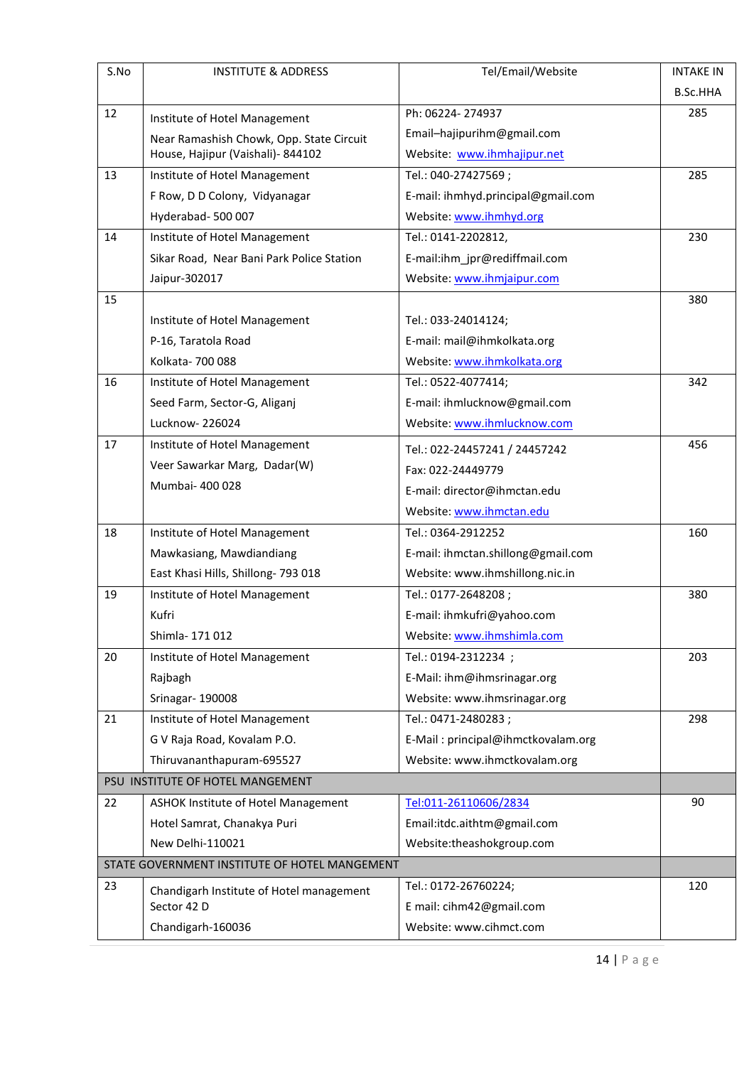| S.No | INSTITUTE & ADDRESS | Tel/Email/Website | INTAKE IN B.Sc.HHA |
|---|---|---|---|
| 12 | Institute of Hotel Management<br>Near Ramashish Chowk, Opp. State Circuit House, Hajipur (Vaishali)- 844102 | Ph: 06224- 274937<br>Email–hajipurihm@gmail.com<br>Website: www.ihmhajipur.net | 285 |
| 13 | Institute of Hotel Management<br>F Row, D D Colony, Vidyanagar<br>Hyderabad- 500 007 | Tel.: 040-27427569 ;<br>E-mail: ihmhyd.principal@gmail.com<br>Website: www.ihmhyd.org | 285 |
| 14 | Institute of Hotel Management<br>Sikar Road, Near Bani Park Police Station<br>Jaipur-302017 | Tel.: 0141-2202812,<br>E-mail:ihm_jpr@rediffmail.com<br>Website: www.ihmjaipur.com | 230 |
| 15 | Institute of Hotel Management<br>P-16, Taratola Road<br>Kolkata- 700 088 | Tel.: 033-24014124;<br>E-mail: mail@ihmkolkata.org<br>Website: www.ihmkolkata.org | 380 |
| 16 | Institute of Hotel Management<br>Seed Farm, Sector-G, Aliganj<br>Lucknow- 226024 | Tel.: 0522-4077414;<br>E-mail: ihmlucknow@gmail.com<br>Website: www.ihmlucknow.com | 342 |
| 17 | Institute of Hotel Management<br>Veer Sawarkar Marg, Dadar(W)<br>Mumbai- 400 028 | Tel.: 022-24457241 / 24457242<br>Fax: 022-24449779<br>E-mail: director@ihmctan.edu<br>Website: www.ihmctan.edu | 456 |
| 18 | Institute of Hotel Management<br>Mawkasiang, Mawdiandiang<br>East Khasi Hills, Shillong- 793 018 | Tel.: 0364-2912252<br>E-mail: ihmctan.shillong@gmail.com<br>Website: www.ihmshillong.nic.in | 160 |
| 19 | Institute of Hotel Management<br>Kufri<br>Shimla- 171 012 | Tel.: 0177-2648208 ;<br>E-mail: ihmkufri@yahoo.com<br>Website: www.ihmshimla.com | 380 |
| 20 | Institute of Hotel Management<br>Rajbagh<br>Srinagar- 190008 | Tel.: 0194-2312234 ;<br>E-Mail: ihm@ihmsrinagar.org<br>Website: www.ihmsrinagar.org | 203 |
| 21 | Institute of Hotel Management<br>G V Raja Road, Kovalam P.O.<br>Thiruvananthapuram-695527 | Tel.: 0471-2480283 ;<br>E-Mail : principal@ihmctkovalam.org<br>Website: www.ihmctkovalam.org | 298 |
| PSU INSTITUTE OF HOTEL MANGEMENT | | | |
| 22 | ASHOK Institute of Hotel Management<br>Hotel Samrat, Chanakya Puri<br>New Delhi-110021 | Tel:011-26110606/2834<br>Email:itdc.aithtm@gmail.com<br>Website:theashokgroup.com | 90 |
| STATE GOVERNMENT INSTITUTE OF HOTEL MANGEMENT | | | |
| 23 | Chandigarh Institute of Hotel management Sector 42 D<br>Chandigarh-160036 | Tel.: 0172-26760224;<br>E mail: cihm42@gmail.com<br>Website: www.cihmct.com | 120 |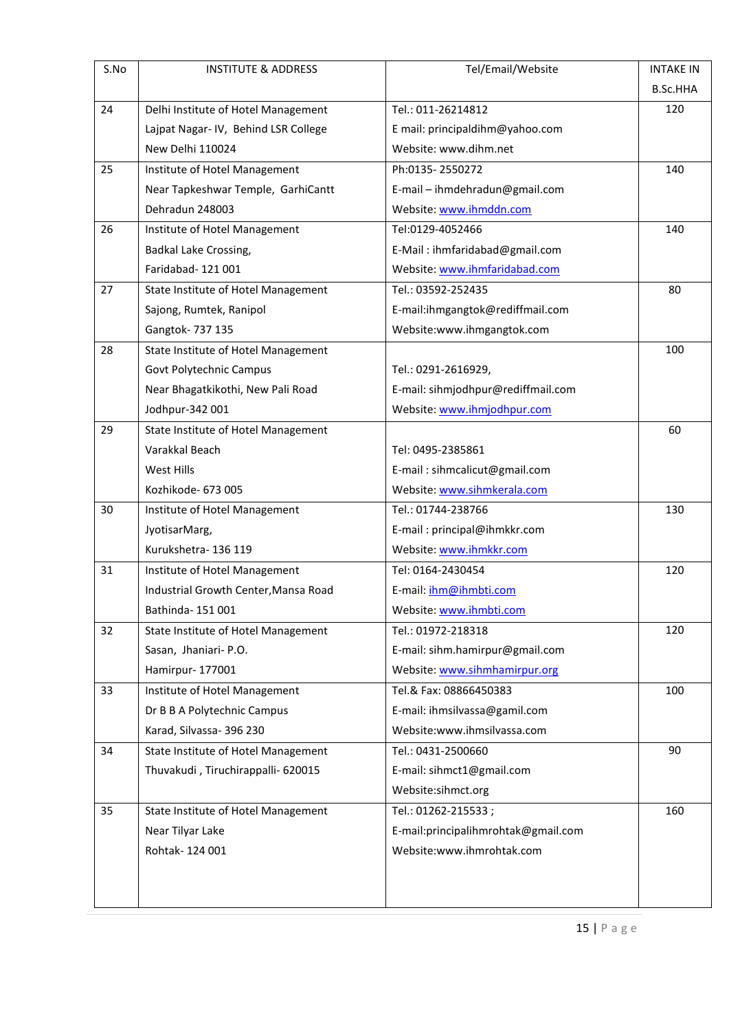| S.No | INSTITUTE & ADDRESS | Tel/Email/Website | INTAKE IN B.Sc.HHA |
|---|---|---|---|
| 24 | Delhi Institute of Hotel Management<br>Lajpat Nagar- IV, Behind LSR College<br>New Delhi 110024 | Tel.: 011-26214812<br>E mail: principaldihm@yahoo.com<br>Website: www.dihm.net | 120 |
| 25 | Institute of Hotel Management<br>Near Tapkeshwar Temple, GarhiCantt<br>Dehradun 248003 | Ph:0135- 2550272<br>E-mail – ihmdehradun@gmail.com<br>Website: www.ihmddn.com | 140 |
| 26 | Institute of Hotel Management<br>Badkal Lake Crossing,<br>Faridabad- 121 001 | Tel:0129-4052466<br>E-Mail : ihmfaridabad@gmail.com<br>Website: www.ihmfaridabad.com | 140 |
| 27 | State Institute of Hotel Management<br>Sajong, Rumtek, Ranipol<br>Gangtok- 737 135 | Tel.: 03592-252435<br>E-mail:ihmgangtok@rediffmail.com<br>Website:www.ihmgangtok.com | 80 |
| 28 | State Institute of Hotel Management<br>Govt Polytechnic Campus<br>Near Bhagatkikothi, New Pali Road<br>Jodhpur-342 001 | Tel.: 0291-2616929,<br>E-mail: sihmjodhpur@rediffmail.com<br>Website: www.ihmjodhpur.com | 100 |
| 29 | State Institute of Hotel Management<br>Varakkal Beach<br>West Hills<br>Kozhikode- 673 005 | Tel: 0495-2385861<br>E-mail : sihmcalicut@gmail.com<br>Website: www.sihmkerala.com | 60 |
| 30 | Institute of Hotel Management<br>JyotisarMarg,<br>Kurukshetra- 136 119 | Tel.: 01744-238766<br>E-mail : principal@ihmkkr.com<br>Website: www.ihmkkr.com | 130 |
| 31 | Institute of Hotel Management<br>Industrial Growth Center,Mansa Road<br>Bathinda- 151 001 | Tel: 0164-2430454<br>E-mail: ihm@ihmbti.com<br>Website: www.ihmbti.com | 120 |
| 32 | State Institute of Hotel Management<br>Sasan, Jhaniari- P.O.<br>Hamirpur- 177001 | Tel.: 01972-218318<br>E-mail: sihm.hamirpur@gmail.com<br>Website: www.sihmhamirpur.org | 120 |
| 33 | Institute of Hotel Management<br>Dr B B A Polytechnic Campus<br>Karad, Silvassa- 396 230 | Tel.& Fax: 08866450383<br>E-mail: ihmsilvassa@gamil.com<br>Website:www.ihmsilvassa.com | 100 |
| 34 | State Institute of Hotel Management<br>Thuvakudi , Tiruchirappalli- 620015 | Tel.: 0431-2500660<br>E-mail: sihmct1@gmail.com<br>Website:sihmct.org | 90 |
| 35 | State Institute of Hotel Management<br>Near Tilyar Lake<br>Rohtak- 124 001 | Tel.: 01262-215533 ;<br>E-mail:principalihmrohtak@gmail.com<br>Website:www.ihmrohtak.com | 160 |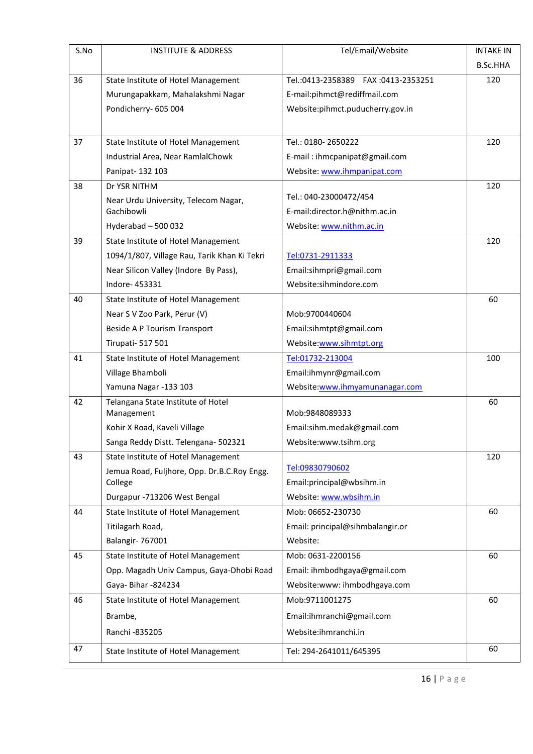| S.No | INSTITUTE & ADDRESS | Tel/Email/Website | INTAKE IN B.Sc.HHA |
|---|---|---|---|
| 36 | State Institute of Hotel Management<br>Murungapakkam, Mahalakshmi Nagar<br>Pondicherry- 605 004 | Tel.:0413-2358389 FAX :0413-2353251<br>E-mail:pihmct@rediffmail.com<br>Website:pihmct.puducherry.gov.in | 120 |
| 37 | State Institute of Hotel Management<br>Industrial Area, Near RamlalChowk<br>Panipat- 132 103 | Tel.: 0180- 2650222<br>E-mail : ihmcpanipat@gmail.com<br>Website: www.ihmpanipat.com | 120 |
| 38 | Dr YSR NITHM<br>Near Urdu University, Telecom Nagar, Gachibowli<br>Hyderabad – 500 032 | Tel.: 040-23000472/454<br>E-mail:director.h@nithm.ac.in<br>Website: www.nithm.ac.in | 120 |
| 39 | State Institute of Hotel Management<br>1094/1/807, Village Rau, Tarik Khan Ki Tekri<br>Near Silicon Valley (Indore By Pass),<br>Indore- 453331 | Tel:0731-2911333<br>Email:sihmpri@gmail.com<br>Website:sihmindore.com | 120 |
| 40 | State Institute of Hotel Management<br>Near S V Zoo Park, Perur (V)<br>Beside A P Tourism Transport<br>Tirupati- 517 501 | Mob:9700440604<br>Email:sihmtpt@gmail.com<br>Website:www.sihmtpt.org | 60 |
| 41 | State Institute of Hotel Management<br>Village Bhamboli<br>Yamuna Nagar -133 103 | Tel:01732-213004<br>Email:ihmynr@gmail.com<br>Website:www.ihmyamunanagar.com | 100 |
| 42 | Telangana State Institute of Hotel Management<br>Kohir X Road, Kaveli Village<br>Sanga Reddy Distt. Telengana- 502321 | Mob:9848089333<br>Email:sihm.medak@gmail.com<br>Website:www.tsihm.org | 60 |
| 43 | State Institute of Hotel Management<br>Jemua Road, Fuljhore, Opp. Dr.B.C.Roy Engg. College<br>Durgapur -713206 West Bengal | Tel:09830790602<br>Email:principal@wbsihm.in<br>Website: www.wbsihm.in | 120 |
| 44 | State Institute of Hotel Management<br>Titilagarh Road,<br>Balangir- 767001 | Mob: 06652-230730<br>Email: principal@sihmbalangir.or<br>Website: | 60 |
| 45 | State Institute of Hotel Management<br>Opp. Magadh Univ Campus, Gaya-Dhobi Road<br>Gaya- Bihar -824234 | Mob: 0631-2200156<br>Email: ihmbodhgaya@gmail.com<br>Website:www: ihmbodhgaya.com | 60 |
| 46 | State Institute of Hotel Management<br>Brambe,<br>Ranchi -835205 | Mob:9711001275<br>Email:ihmranchi@gmail.com<br>Website:ihmranchi.in | 60 |
| 47 | State Institute of Hotel Management | Tel: 294-2641011/645395 | 60 |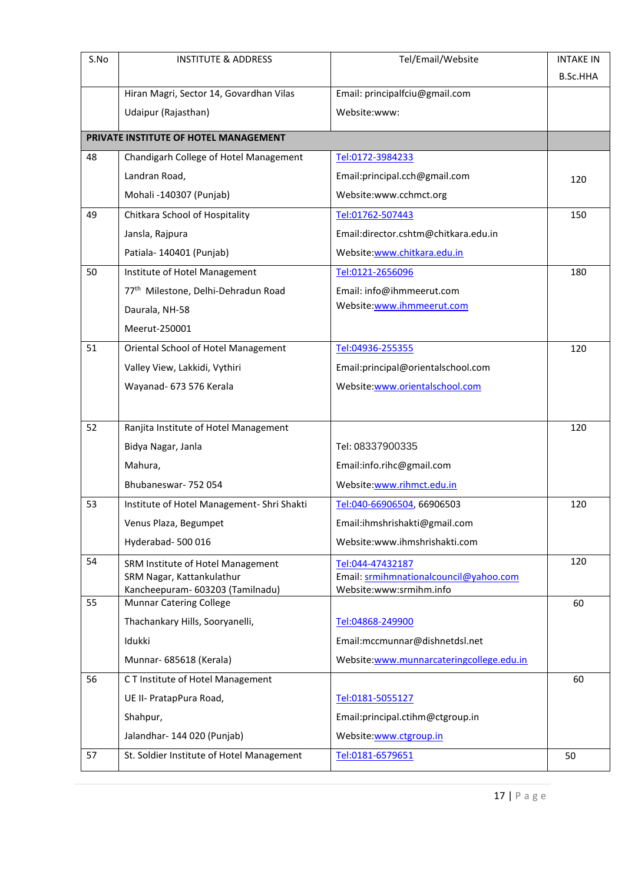| S.No | INSTITUTE & ADDRESS | Tel/Email/Website | INTAKE IN B.Sc.HHA |
|---|---|---|---|
| | Hiran Magri, Sector 14, Govardhan Vilas<br>Udaipur (Rajasthan) | Email: principalfciu@gmail.com<br>Website:www: | |
| **PRIVATE INSTITUTE OF HOTEL MANAGEMENT** | | | |
| 48 | Chandigarh College of Hotel Management<br>Landran Road,<br>Mohali -140307 (Punjab) | Tel:0172-3984233<br>Email:principal.cch@gmail.com<br>Website:www.cchmct.org | 120 |
| 49 | Chitkara School of Hospitality<br>Jansla, Rajpura<br>Patiala- 140401 (Punjab) | Tel:01762-507443<br>Email:director.cshtm@chitkara.edu.in<br>Website:www.chitkara.edu.in | 150 |
| 50 | Institute of Hotel Management<br>77th Milestone, Delhi-Dehradun Road<br>Daurala, NH-58<br>Meerut-250001 | Tel:0121-2656096<br>Email: info@ihmmeerut.com<br>Website:www.ihmmeerut.com | 180 |
| 51 | Oriental School of Hotel Management<br>Valley View, Lakkidi, Vythiri<br>Wayanad- 673 576 Kerala | Tel:04936-255355<br>Email:principal@orientalschool.com<br>Website:www.orientalschool.com | 120 |
| 52 | Ranjita Institute of Hotel Management<br>Bidya Nagar, Janla<br>Mahura,<br>Bhubaneswar- 752 054 | Tel: 08337900335<br>Email:info.rihc@gmail.com<br>Website:www.rihmct.edu.in | 120 |
| 53 | Institute of Hotel Management- Shri Shakti<br>Venus Plaza, Begumpet<br>Hyderabad- 500 016 | Tel:040-66906504, 66906503<br>Email:ihmshrishakti@gmail.com<br>Website:www.ihmshrishakti.com | 120 |
| 54 | SRM Institute of Hotel Management<br>SRM Nagar, Kattankulathur<br>Kancheepuram- 603203 (Tamilnadu) | Tel:044-47432187<br>Email: srmihmnationalcouncil@yahoo.com<br>Website:www:srmihm.info | 120 |
| 55 | Munnar Catering College<br>Thachankary Hills, Sooryanelli,<br>Idukki<br>Munnar- 685618 (Kerala) | Tel:04868-249900<br>Email:mccmunnar@dishnetdsl.net<br>Website:www.munnarcateringcollege.edu.in | 60 |
| 56 | C T Institute of Hotel Management<br>UE II- PratapPura Road,<br>Shahpur,<br>Jalandhar- 144 020 (Punjab) | Tel:0181-5055127<br>Email:principal.ctihm@ctgroup.in<br>Website:www.ctgroup.in | 60 |
| 57 | St. Soldier Institute of Hotel Management | Tel:0181-6579651 | 50 |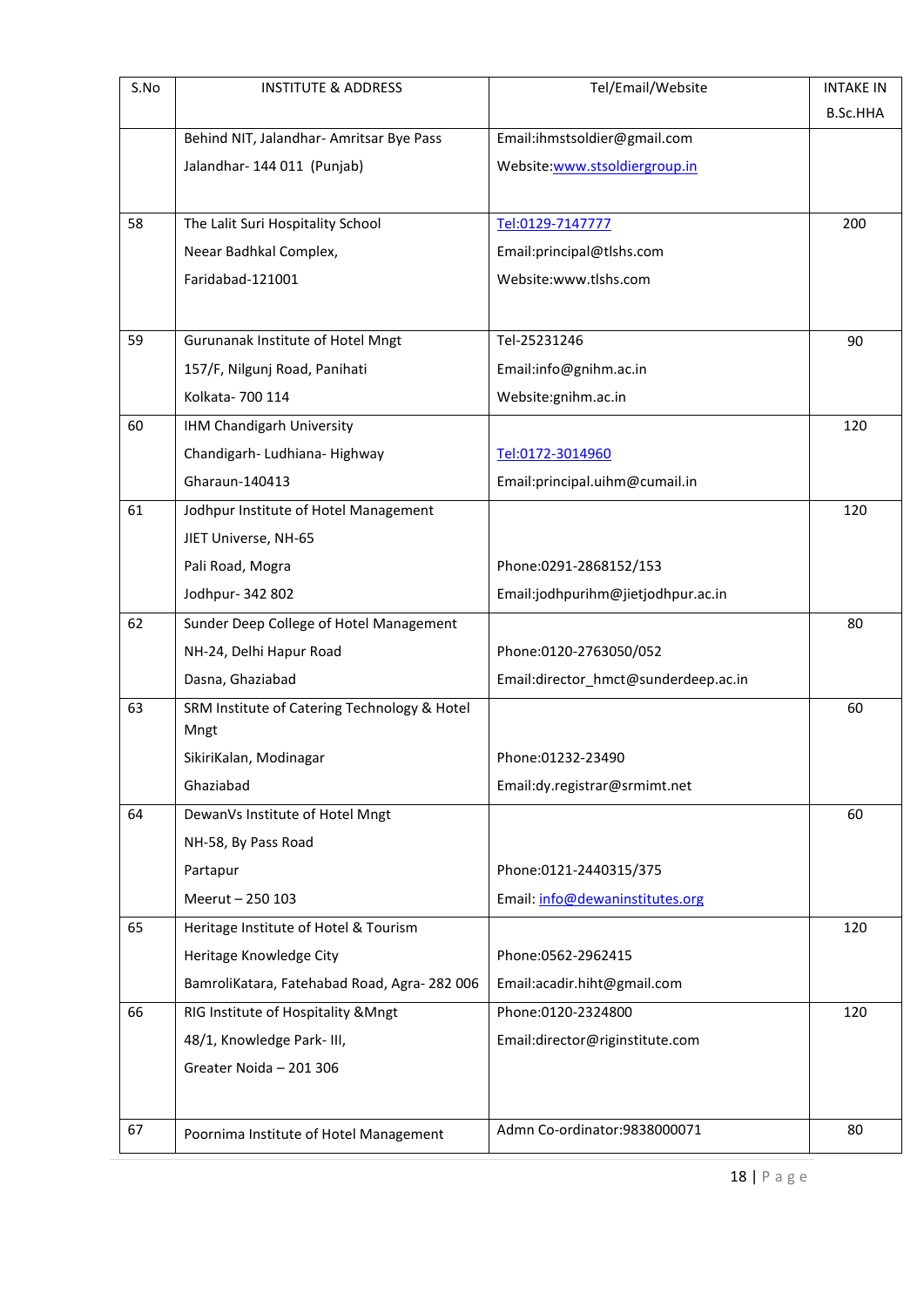| S.No | INSTITUTE & ADDRESS | Tel/Email/Website | INTAKE IN B.Sc.HHA |
|---|---|---|---|
| | Behind NIT, Jalandhar- Amritsar Bye Pass<br>Jalandhar- 144 011 (Punjab) | Email:ihmstsoldier@gmail.com<br>Website:www.stsoldiergroup.in | |
| 58 | The Lalit Suri Hospitality School<br>Neear Badhkal Complex,<br>Faridabad-121001 | Tel:0129-7147777<br>Email:principal@tlshs.com<br>Website:www.tlshs.com | 200 |
| 59 | Gurunanak Institute of Hotel Mngt<br>157/F, Nilgunj Road, Panihati<br>Kolkata- 700 114 | Tel-25231246<br>Email:info@gnihm.ac.in<br>Website:gnihm.ac.in | 90 |
| 60 | IHM Chandigarh University<br>Chandigarh- Ludhiana- Highway<br>Gharaun-140413 | Tel:0172-3014960<br>Email:principal.uihm@cumail.in | 120 |
| 61 | Jodhpur Institute of Hotel Management<br>JIET Universe, NH-65<br>Pali Road, Mogra<br>Jodhpur- 342 802 | Phone:0291-2868152/153<br>Email:jodhpurihm@jietjodhpur.ac.in | 120 |
| 62 | Sunder Deep College of Hotel Management<br>NH-24, Delhi Hapur Road<br>Dasna, Ghaziabad | Phone:0120-2763050/052<br>Email:director_hmct@sunderdeep.ac.in | 80 |
| 63 | SRM Institute of Catering Technology & Hotel Mngt<br>SikiriKalan, Modinagar<br>Ghaziabad | Phone:01232-23490<br>Email:dy.registrar@srmimt.net | 60 |
| 64 | DewanVs Institute of Hotel Mngt<br>NH-58, By Pass Road<br>Partapur<br>Meerut – 250 103 | Phone:0121-2440315/375<br>Email: info@dewaninstitutes.org | 60 |
| 65 | Heritage Institute of Hotel & Tourism<br>Heritage Knowledge City<br>BamroliKatara, Fatehabad Road, Agra- 282 006 | Phone:0562-2962415<br>Email:acadir.hiht@gmail.com | 120 |
| 66 | RIG Institute of Hospitality &Mngt<br>48/1, Knowledge Park- III,<br>Greater Noida – 201 306 | Phone:0120-2324800<br>Email:director@riginstitute.com | 120 |
| 67 | Poornima Institute of Hotel Management | Admn Co-ordinator:9838000071 | 80 |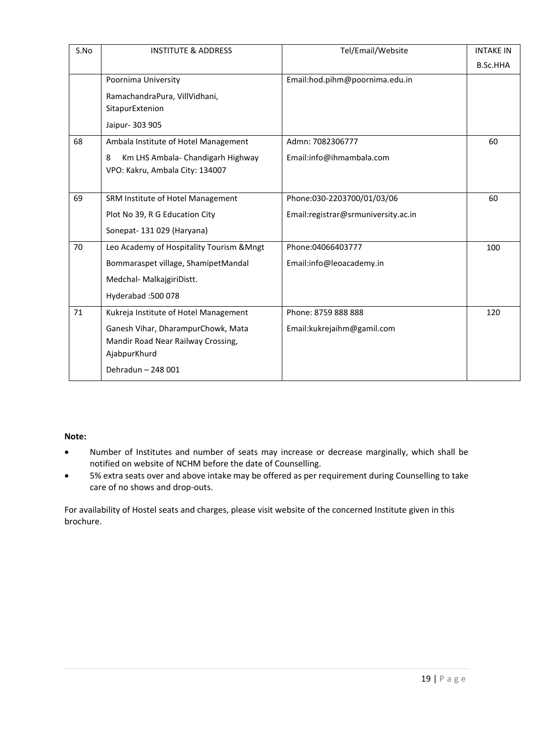| S.No | INSTITUTE & ADDRESS | Tel/Email/Website | INTAKE IN B.Sc.HHA |
|---|---|---|---|
| | Poornima University<br>RamachandraPura, VillVidhani, SitapurExtenion<br>Jaipur- 303 905 | Email:hod.pihm@poornima.edu.in | |
| 68 | Ambala Institute of Hotel Management<br>8 Km LHS Ambala- Chandigarh Highway VPO: Kakru, Ambala City: 134007 | Admn: 7082306777<br>Email:info@ihmambala.com | 60 |
| 69 | SRM Institute of Hotel Management<br>Plot No 39, R G Education City<br>Sonepat- 131 029 (Haryana) | Phone:030-2203700/01/03/06<br>Email:registrar@srmuniversity.ac.in | 60 |
| 70 | Leo Academy of Hospitality Tourism &Mngt<br>Bommaraspet village, ShamipetMandal<br>Medchal- MalkajgiriDistt.<br>Hyderabad :500 078 | Phone:04066403777<br>Email:info@leoacademy.in | 100 |
| 71 | Kukreja Institute of Hotel Management<br>Ganesh Vihar, DharampurChowk, Mata Mandir Road Near Railway Crossing, AjabpurKhurd<br>Dehradun – 248 001 | Phone: 8759 888 888<br>Email:kukrejaihm@gamil.com | 120 |

**Note:**

- Number of Institutes and number of seats may increase or decrease marginally, which shall be notified on website of NCHM before the date of Counselling.
- 5% extra seats over and above intake may be offered as per requirement during Counselling to take care of no shows and drop-outs.

For availability of Hostel seats and charges, please visit website of the concerned Institute given in this brochure.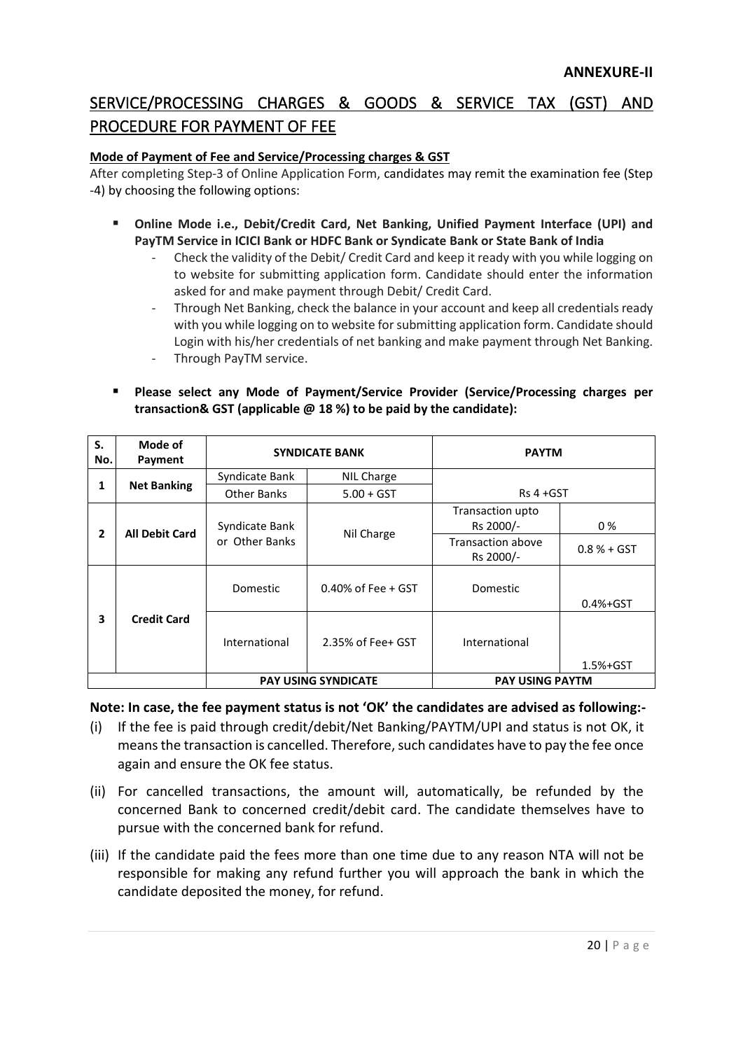**ANNEXURE-II**

## SERVICE/PROCESSING CHARGES & GOODS & SERVICE TAX (GST) AND PROCEDURE FOR PAYMENT OF FEE

**Mode of Payment of Fee and Service/Processing charges & GST**

After completing Step-3 of Online Application Form, candidates may remit the examination fee (Step -4) by choosing the following options:

- **Online Mode i.e., Debit/Credit Card, Net Banking, Unified Payment Interface (UPI) and PayTM Service in ICICI Bank or HDFC Bank or Syndicate Bank or State Bank of India**
    - Check the validity of the Debit/ Credit Card and keep it ready with you while logging on to website for submitting application form. Candidate should enter the information asked for and make payment through Debit/ Credit Card.
    - Through Net Banking, check the balance in your account and keep all credentials ready with you while logging on to website for submitting application form. Candidate should Login with his/her credentials of net banking and make payment through Net Banking.
    - Through PayTM service.

- **Please select any Mode of Payment/Service Provider (Service/Processing charges per transaction& GST (applicable @ 18 %) to be paid by the candidate):**

| S. No. | Mode of Payment | SYNDICATE BANK | | PAYTM | |
|---|---|---|---|---|---|
| 1 | Net Banking | Syndicate Bank | NIL Charge | Rs 4 +GST | |
| | | Other Banks | 5.00 + GST | | |
| 2 | All Debit Card | Syndicate Bank or Other Banks | Nil Charge | Transaction upto Rs 2000/- | 0 % |
| | | | | Transaction above Rs 2000/- | 0.8 % + GST |
| 3 | Credit Card | Domestic | 0.40% of Fee + GST | Domestic | 0.4%+GST |
| | | International | 2.35% of Fee+ GST | International | 1.5%+GST |
| | | PAY USING SYNDICATE | | PAY USING PAYTM | |

**Note: In case, the fee payment status is not 'OK' the candidates are advised as following:-**

(i) If the fee is paid through credit/debit/Net Banking/PAYTM/UPI and status is not OK, it means the transaction is cancelled. Therefore, such candidates have to pay the fee once again and ensure the OK fee status.

(ii) For cancelled transactions, the amount will, automatically, be refunded by the concerned Bank to concerned credit/debit card. The candidate themselves have to pursue with the concerned bank for refund.

(iii) If the candidate paid the fees more than one time due to any reason NTA will not be responsible for making any refund further you will approach the bank in which the candidate deposited the money, for refund.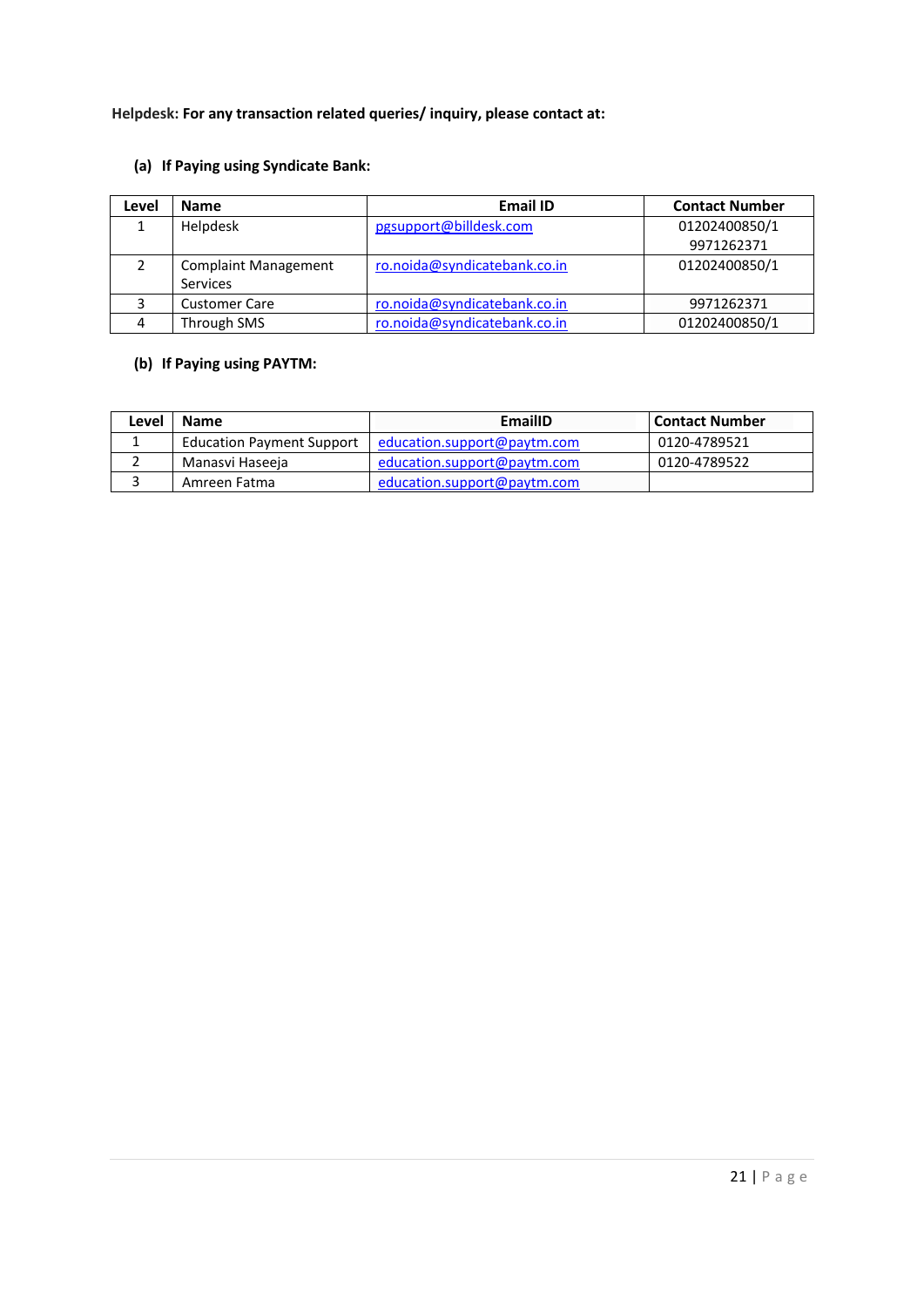**Helpdesk: For any transaction related queries/ inquiry, please contact at:**

**(a) If Paying using Syndicate Bank:**

| Level | Name | Email ID | Contact Number |
|---|---|---|---|
| 1 | Helpdesk | pgsupport@billdesk.com | 01202400850/1<br>9971262371 |
| 2 | Complaint Management Services | ro.noida@syndicatebank.co.in | 01202400850/1 |
| 3 | Customer Care | ro.noida@syndicatebank.co.in | 9971262371 |
| 4 | Through SMS | ro.noida@syndicatebank.co.in | 01202400850/1 |

**(b) If Paying using PAYTM:**

| Level | Name | EmailID | Contact Number |
|---|---|---|---|
| 1 | Education Payment Support | education.support@paytm.com | 0120-4789521 |
| 2 | Manasvi Haseeja | education.support@paytm.com | 0120-4789522 |
| 3 | Amreen Fatma | education.support@paytm.com | |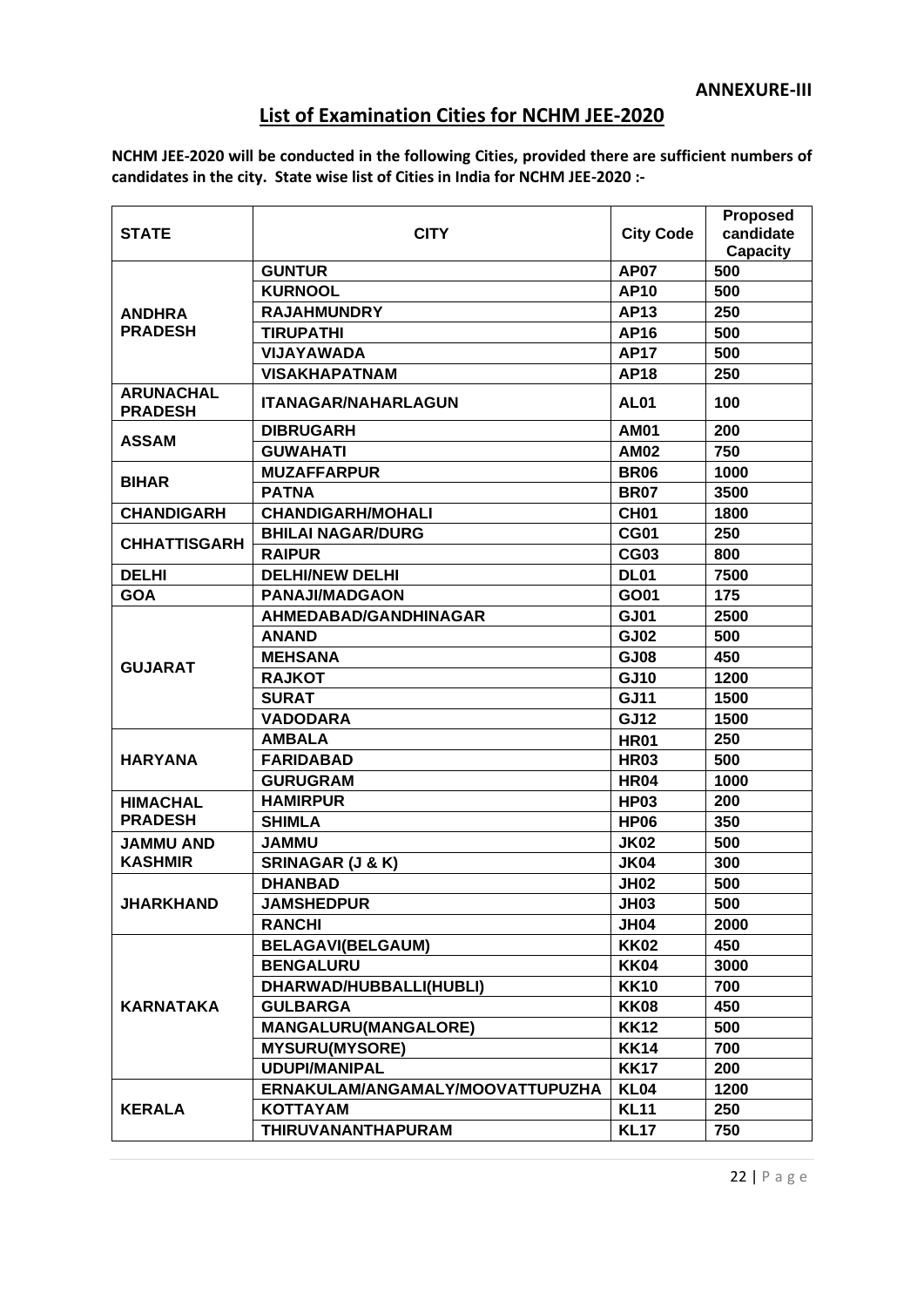**ANNEXURE-III**

## List of Examination Cities for NCHM JEE-2020

**NCHM JEE-2020 will be conducted in the following Cities, provided there are sufficient numbers of candidates in the city. State wise list of Cities in India for NCHM JEE-2020 :-**

| STATE | CITY | City Code | Proposed candidate Capacity |
|---|---|---|---|
| ANDHRA PRADESH | GUNTUR | AP07 | 500 |
| | KURNOOL | AP10 | 500 |
| | RAJAHMUNDRY | AP13 | 250 |
| | TIRUPATHI | AP16 | 500 |
| | VIJAYAWADA | AP17 | 500 |
| | VISAKHAPATNAM | AP18 | 250 |
| ARUNACHAL PRADESH | ITANAGAR/NAHARLAGUN | AL01 | 100 |
| ASSAM | DIBRUGARH | AM01 | 200 |
| | GUWAHATI | AM02 | 750 |
| BIHAR | MUZAFFARPUR | BR06 | 1000 |
| | PATNA | BR07 | 3500 |
| CHANDIGARH | CHANDIGARH/MOHALI | CH01 | 1800 |
| CHHATTISGARH | BHILAI NAGAR/DURG | CG01 | 250 |
| | RAIPUR | CG03 | 800 |
| DELHI | DELHI/NEW DELHI | DL01 | 7500 |
| GOA | PANAJI/MADGAON | GO01 | 175 |
| GUJARAT | AHMEDABAD/GANDHINAGAR | GJ01 | 2500 |
| | ANAND | GJ02 | 500 |
| | MEHSANA | GJ08 | 450 |
| | RAJKOT | GJ10 | 1200 |
| | SURAT | GJ11 | 1500 |
| | VADODARA | GJ12 | 1500 |
| HARYANA | AMBALA | HR01 | 250 |
| | FARIDABAD | HR03 | 500 |
| | GURUGRAM | HR04 | 1000 |
| HIMACHAL PRADESH | HAMIRPUR | HP03 | 200 |
| | SHIMLA | HP06 | 350 |
| JAMMU AND KASHMIR | JAMMU | JK02 | 500 |
| | SRINAGAR (J & K) | JK04 | 300 |
| JHARKHAND | DHANBAD | JH02 | 500 |
| | JAMSHEDPUR | JH03 | 500 |
| | RANCHI | JH04 | 2000 |
| KARNATAKA | BELAGAVI(BELGAUM) | KK02 | 450 |
| | BENGALURU | KK04 | 3000 |
| | DHARWAD/HUBBALLI(HUBLI) | KK10 | 700 |
| | GULBARGA | KK08 | 450 |
| | MANGALURU(MANGALORE) | KK12 | 500 |
| | MYSURU(MYSORE) | KK14 | 700 |
| | UDUPI/MANIPAL | KK17 | 200 |
| KERALA | ERNAKULAM/ANGAMALY/MOOVATTUPUZHA | KL04 | 1200 |
| | KOTTAYAM | KL11 | 250 |
| | THIRUVANANTHAPURAM | KL17 | 750 |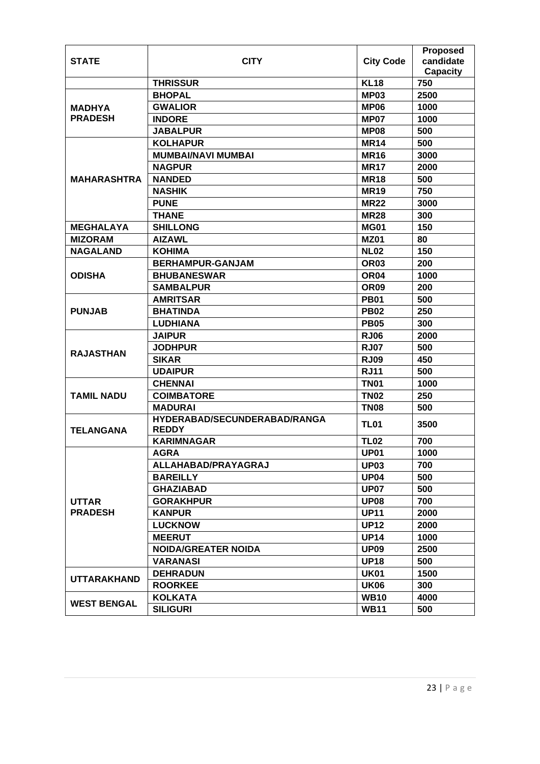| STATE | CITY | City Code | Proposed candidate Capacity |
|---|---|---|---|
| | **THRISSUR** | **KL18** | **750** |
| **MADHYA PRADESH** | **BHOPAL** | **MP03** | **2500** |
| | **GWALIOR** | **MP06** | **1000** |
| | **INDORE** | **MP07** | **1000** |
| | **JABALPUR** | **MP08** | **500** |
| **MAHARASHTRA** | **KOLHAPUR** | **MR14** | **500** |
| | **MUMBAI/NAVI MUMBAI** | **MR16** | **3000** |
| | **NAGPUR** | **MR17** | **2000** |
| | **NANDED** | **MR18** | **500** |
| | **NASHIK** | **MR19** | **750** |
| | **PUNE** | **MR22** | **3000** |
| | **THANE** | **MR28** | **300** |
| **MEGHALAYA** | **SHILLONG** | **MG01** | **150** |
| **MIZORAM** | **AIZAWL** | **MZ01** | **80** |
| **NAGALAND** | **KOHIMA** | **NL02** | **150** |
| **ODISHA** | **BERHAMPUR-GANJAM** | **OR03** | **200** |
| | **BHUBANESWAR** | **OR04** | **1000** |
| | **SAMBALPUR** | **OR09** | **200** |
| **PUNJAB** | **AMRITSAR** | **PB01** | **500** |
| | **BHATINDA** | **PB02** | **250** |
| | **LUDHIANA** | **PB05** | **300** |
| **RAJASTHAN** | **JAIPUR** | **RJ06** | **2000** |
| | **JODHPUR** | **RJ07** | **500** |
| | **SIKAR** | **RJ09** | **450** |
| | **UDAIPUR** | **RJ11** | **500** |
| **TAMIL NADU** | **CHENNAI** | **TN01** | **1000** |
| | **COIMBATORE** | **TN02** | **250** |
| | **MADURAI** | **TN08** | **500** |
| **TELANGANA** | **HYDERABAD/SECUNDERABAD/RANGA REDDY** | **TL01** | **3500** |
| | **KARIMNAGAR** | **TL02** | **700** |
| **UTTAR PRADESH** | **AGRA** | **UP01** | **1000** |
| | **ALLAHABAD/PRAYAGRAJ** | **UP03** | **700** |
| | **BAREILLY** | **UP04** | **500** |
| | **GHAZIABAD** | **UP07** | **500** |
| | **GORAKHPUR** | **UP08** | **700** |
| | **KANPUR** | **UP11** | **2000** |
| | **LUCKNOW** | **UP12** | **2000** |
| | **MEERUT** | **UP14** | **1000** |
| | **NOIDA/GREATER NOIDA** | **UP09** | **2500** |
| | **VARANASI** | **UP18** | **500** |
| **UTTARAKHAND** | **DEHRADUN** | **UK01** | **1500** |
| | **ROORKEE** | **UK06** | **300** |
| **WEST BENGAL** | **KOLKATA** | **WB10** | **4000** |
| | **SILIGURI** | **WB11** | **500** |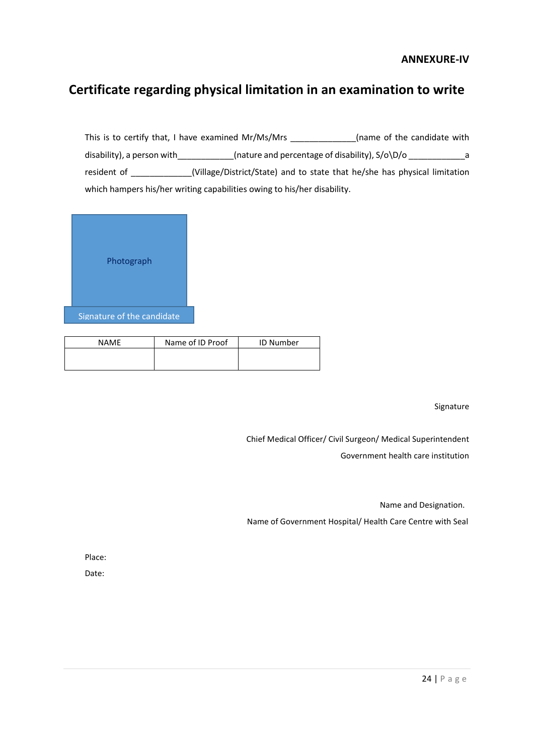**ANNEXURE-IV**

## Certificate regarding physical limitation in an examination to write

This is to certify that, I have examined Mr/Ms/Mrs ______________(name of the candidate with disability), a person with____________(nature and percentage of disability), S/o\D/o ____________a resident of _____________(Village/District/State) and to state that he/she has physical limitation which hampers his/her writing capabilities owing to his/her disability.

Photograph

Signature of the candidate

| NAME | Name of ID Proof | ID Number |
| --- | --- | --- |
| | | |

Signature

Chief Medical Officer/ Civil Surgeon/ Medical Superintendent

Government health care institution

Name and Designation.

Name of Government Hospital/ Health Care Centre with Seal

Place:

Date: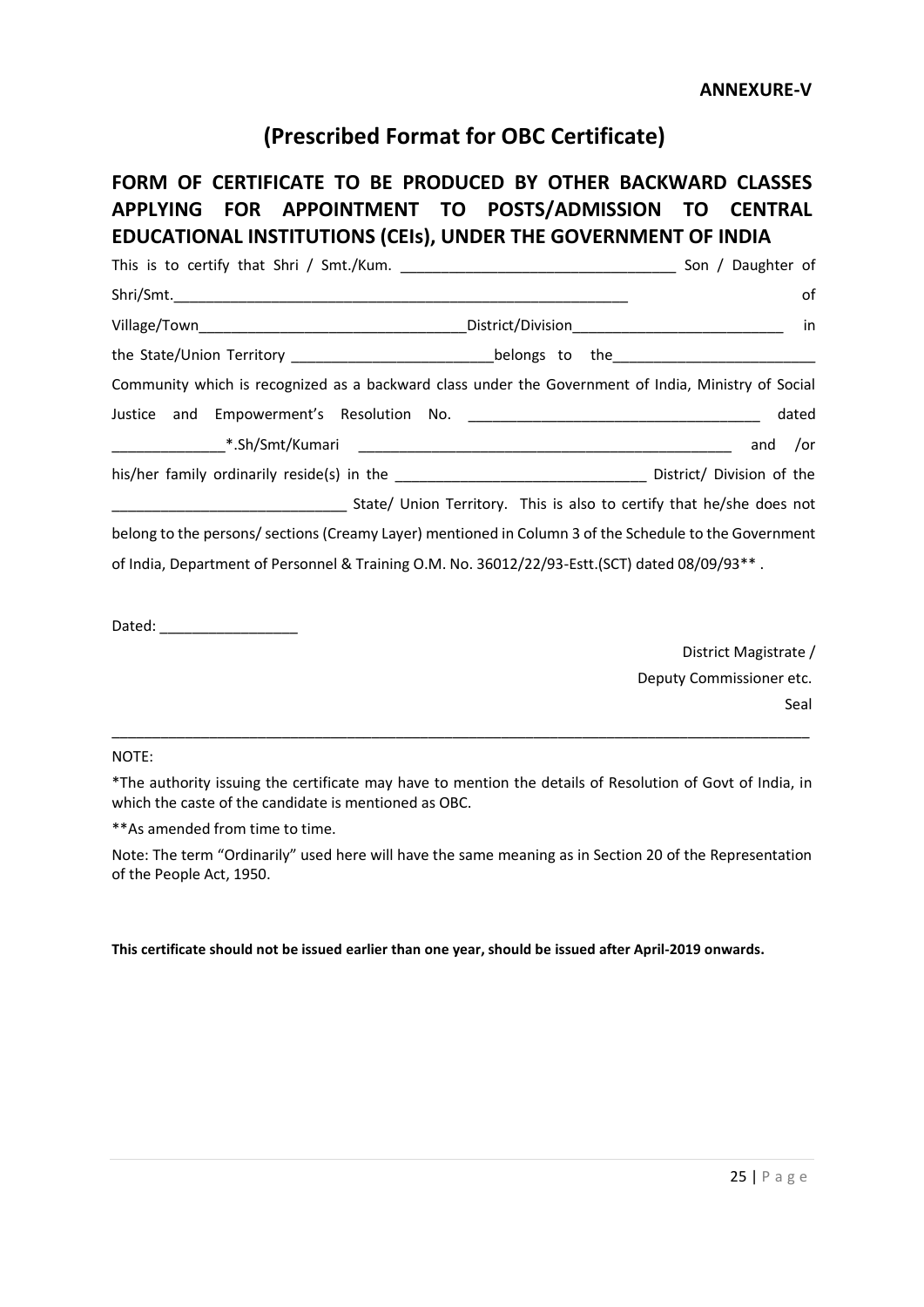**ANNEXURE-V**

# (Prescribed Format for OBC Certificate)

## FORM OF CERTIFICATE TO BE PRODUCED BY OTHER BACKWARD CLASSES APPLYING FOR APPOINTMENT TO POSTS/ADMISSION TO CENTRAL EDUCATIONAL INSTITUTIONS (CEIs), UNDER THE GOVERNMENT OF INDIA

This is to certify that Shri / Smt./Kum. ________________________________ Son / Daughter of Shri/Smt.________________________________________________________ of Village/Town_________________________________District/Division__________________________ in the State/Union Territory _________________________belongs to the_________________________ Community which is recognized as a backward class under the Government of India, Ministry of Social Justice and Empowerment's Resolution No. ___________________________________ dated ______________*.Sh/Smt/Kumari _______________________________________________ and /or his/her family ordinarily reside(s) in the _______________________________ District/ Division of the _____________________________ State/ Union Territory. This is also to certify that he/she does not belong to the persons/ sections (Creamy Layer) mentioned in Column 3 of the Schedule to the Government of India, Department of Personnel & Training O.M. No. 36012/22/93-Estt.(SCT) dated 08/09/93** .

Dated: _________________

District Magistrate /
Deputy Commissioner etc.
Seal

---

NOTE:

*The authority issuing the certificate may have to mention the details of Resolution of Govt of India, in which the caste of the candidate is mentioned as OBC.

**As amended from time to time.

Note: The term "Ordinarily" used here will have the same meaning as in Section 20 of the Representation of the People Act, 1950.

**This certificate should not be issued earlier than one year, should be issued after April-2019 onwards.**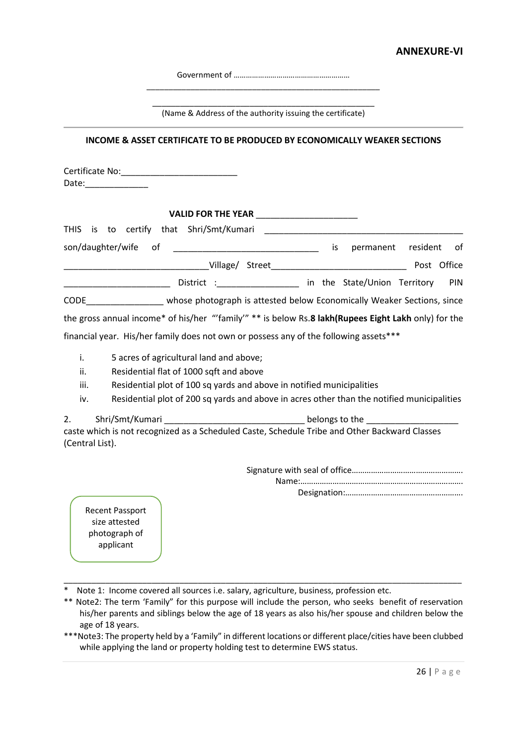**ANNEXURE-VI**

Government of ………………………………………………

______________________________________________________

____________________________________________________

(Name & Address of the authority issuing the certificate)

---

**INCOME & ASSET CERTIFICATE TO BE PRODUCED BY ECONOMICALLY WEAKER SECTIONS**

Certificate No:________________________

Date:_____________

**VALID FOR THE YEAR** ____________________

THIS is to certify that Shri/Smt/Kumari _________________________________________ son/daughter/wife of ______________________________ is permanent resident of ______________________________Village/ Street_____________________________ Post Office ______________________ District :_________________ in the State/Union Territory PIN CODE________________ whose photograph is attested below Economically Weaker Sections, since the gross annual income* of his/her "'family'" ** is below Rs.**8 lakh(Rupees Eight Lakh** only) for the financial year. His/her family does not own or possess any of the following assets***

i. 5 acres of agricultural land and above;
ii. Residential flat of 1000 sqft and above
iii. Residential plot of 100 sq yards and above in notified municipalities
iv. Residential plot of 200 sq yards and above in acres other than the notified municipalities

2. Shri/Smt/Kumari _____________________________ belongs to the ___________________ caste which is not recognized as a Scheduled Caste, Schedule Tribe and Other Backward Classes (Central List).

Signature with seal of office……………………………………………

Name:………………………………………………………………

Designation:………………………………………………

Recent Passport size attested photograph of applicant

---

\* Note 1: Income covered all sources i.e. salary, agriculture, business, profession etc.

\*\* Note2: The term 'Family" for this purpose will include the person, who seeks benefit of reservation his/her parents and siblings below the age of 18 years as also his/her spouse and children below the age of 18 years.

\*\*\*Note3: The property held by a 'Family" in different locations or different place/cities have been clubbed while applying the land or property holding test to determine EWS status.